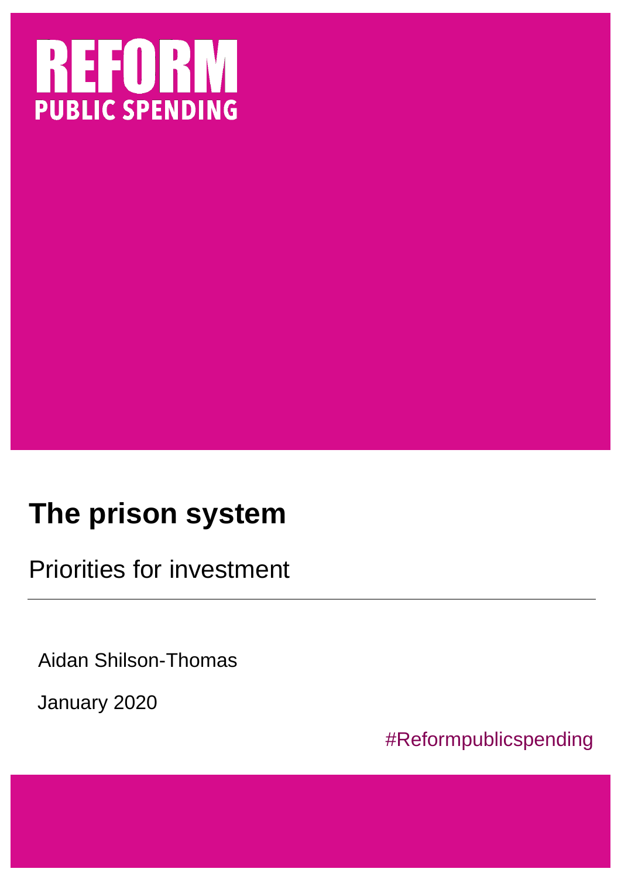REFORM

PUBLIC SPENDING

# The prison system

## Priorities for investment

Aidan Shilson-Thomas

January 2020

#Reformpublicspending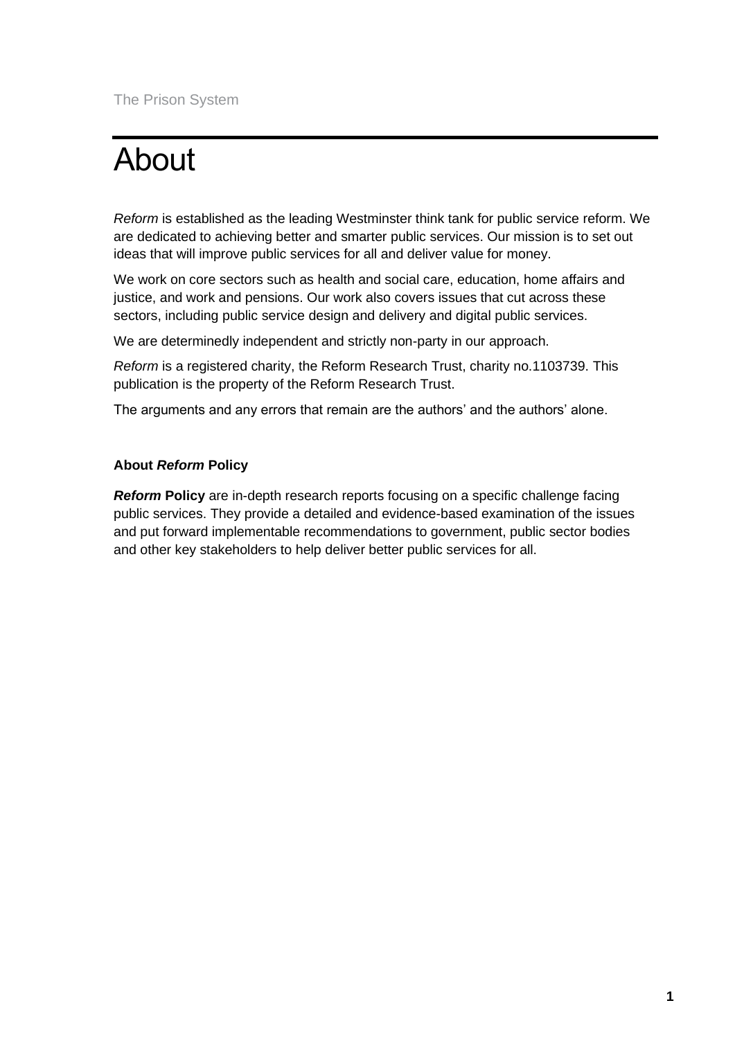# About

*Reform* is established as the leading Westminster think tank for public service reform. We are dedicated to achieving better and smarter public services. Our mission is to set out ideas that will improve public services for all and deliver value for money.

We work on core sectors such as health and social care, education, home affairs and justice, and work and pensions. Our work also covers issues that cut across these sectors, including public service design and delivery and digital public services.

We are determinedly independent and strictly non-party in our approach.

*Reform* is a registered charity, the Reform Research Trust, charity no.1103739. This publication is the property of the Reform Research Trust.

The arguments and any errors that remain are the authors' and the authors' alone.

**About *Reform* Policy**

***Reform*** **Policy** are in-depth research reports focusing on a specific challenge facing public services. They provide a detailed and evidence-based examination of the issues and put forward implementable recommendations to government, public sector bodies and other key stakeholders to help deliver better public services for all.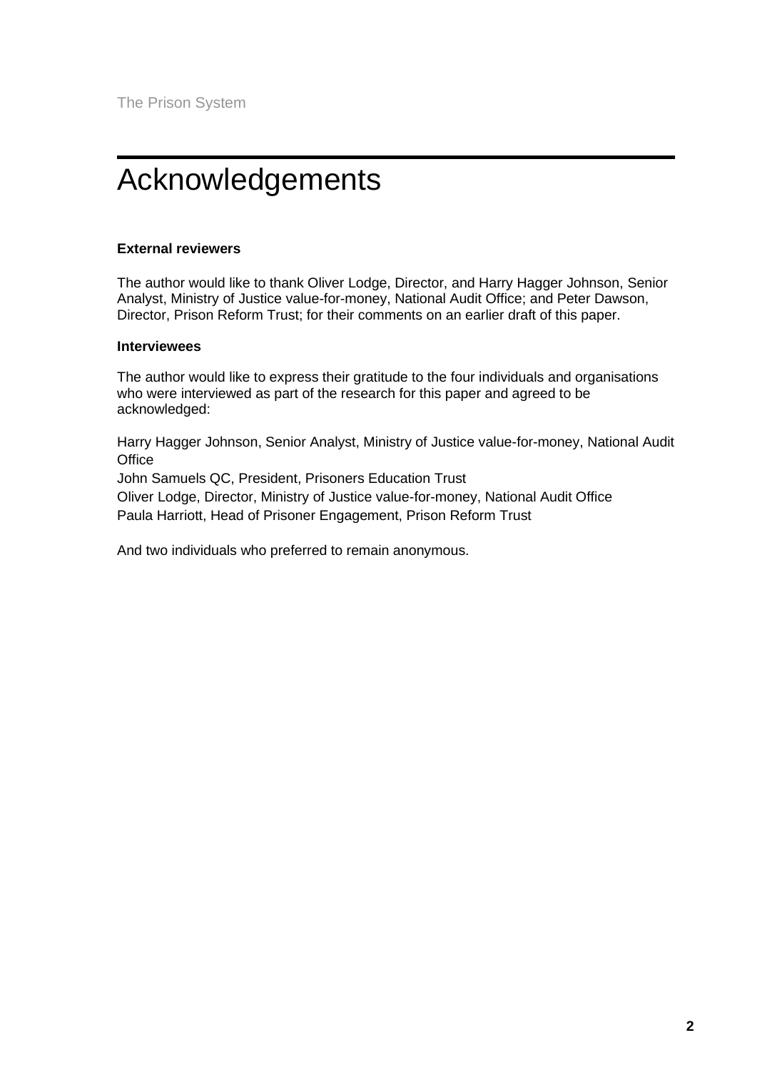# Acknowledgements

**External reviewers**

The author would like to thank Oliver Lodge, Director, and Harry Hagger Johnson, Senior Analyst, Ministry of Justice value-for-money, National Audit Office; and Peter Dawson, Director, Prison Reform Trust; for their comments on an earlier draft of this paper.

**Interviewees**

The author would like to express their gratitude to the four individuals and organisations who were interviewed as part of the research for this paper and agreed to be acknowledged:

Harry Hagger Johnson, Senior Analyst, Ministry of Justice value-for-money, National Audit Office
John Samuels QC, President, Prisoners Education Trust
Oliver Lodge, Director, Ministry of Justice value-for-money, National Audit Office
Paula Harriott, Head of Prisoner Engagement, Prison Reform Trust

And two individuals who preferred to remain anonymous.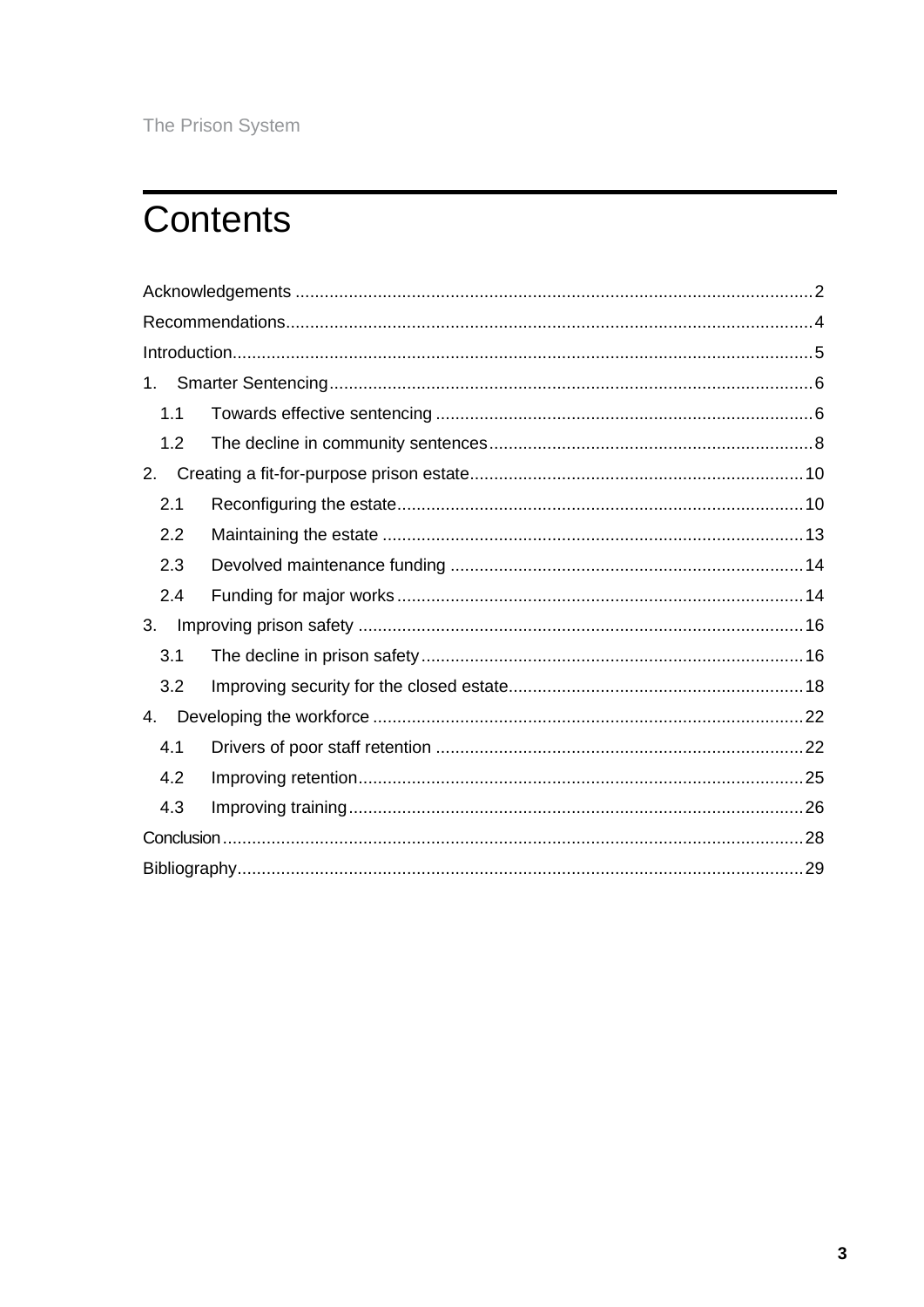# Contents

Acknowledgements .......... 2
Recommendations .......... 4
Introduction .......... 5
1. Smarter Sentencing .......... 6
   1.1 Towards effective sentencing .......... 6
   1.2 The decline in community sentences .......... 8
2. Creating a fit-for-purpose prison estate .......... 10
   2.1 Reconfiguring the estate .......... 10
   2.2 Maintaining the estate .......... 13
   2.3 Devolved maintenance funding .......... 14
   2.4 Funding for major works .......... 14
3. Improving prison safety .......... 16
   3.1 The decline in prison safety .......... 16
   3.2 Improving security for the closed estate .......... 18
4. Developing the workforce .......... 22
   4.1 Drivers of poor staff retention .......... 22
   4.2 Improving retention .......... 25
   4.3 Improving training .......... 26
Conclusion .......... 28
Bibliography .......... 29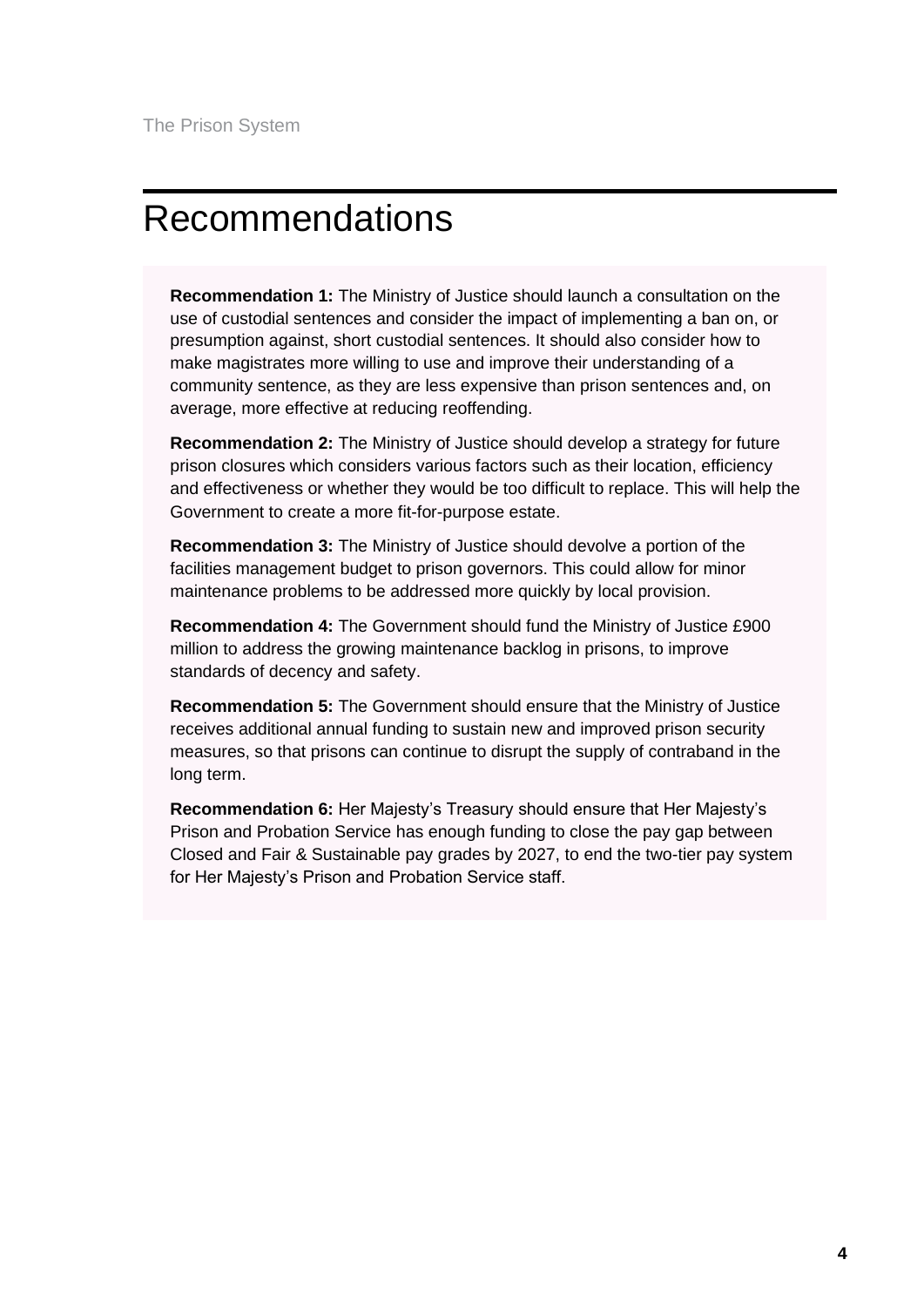# Recommendations

**Recommendation 1:** The Ministry of Justice should launch a consultation on the use of custodial sentences and consider the impact of implementing a ban on, or presumption against, short custodial sentences. It should also consider how to make magistrates more willing to use and improve their understanding of a community sentence, as they are less expensive than prison sentences and, on average, more effective at reducing reoffending.

**Recommendation 2:** The Ministry of Justice should develop a strategy for future prison closures which considers various factors such as their location, efficiency and effectiveness or whether they would be too difficult to replace. This will help the Government to create a more fit-for-purpose estate.

**Recommendation 3:** The Ministry of Justice should devolve a portion of the facilities management budget to prison governors. This could allow for minor maintenance problems to be addressed more quickly by local provision.

**Recommendation 4:** The Government should fund the Ministry of Justice £900 million to address the growing maintenance backlog in prisons, to improve standards of decency and safety.

**Recommendation 5:** The Government should ensure that the Ministry of Justice receives additional annual funding to sustain new and improved prison security measures, so that prisons can continue to disrupt the supply of contraband in the long term.

**Recommendation 6:** Her Majesty's Treasury should ensure that Her Majesty's Prison and Probation Service has enough funding to close the pay gap between Closed and Fair & Sustainable pay grades by 2027, to end the two-tier pay system for Her Majesty's Prison and Probation Service staff.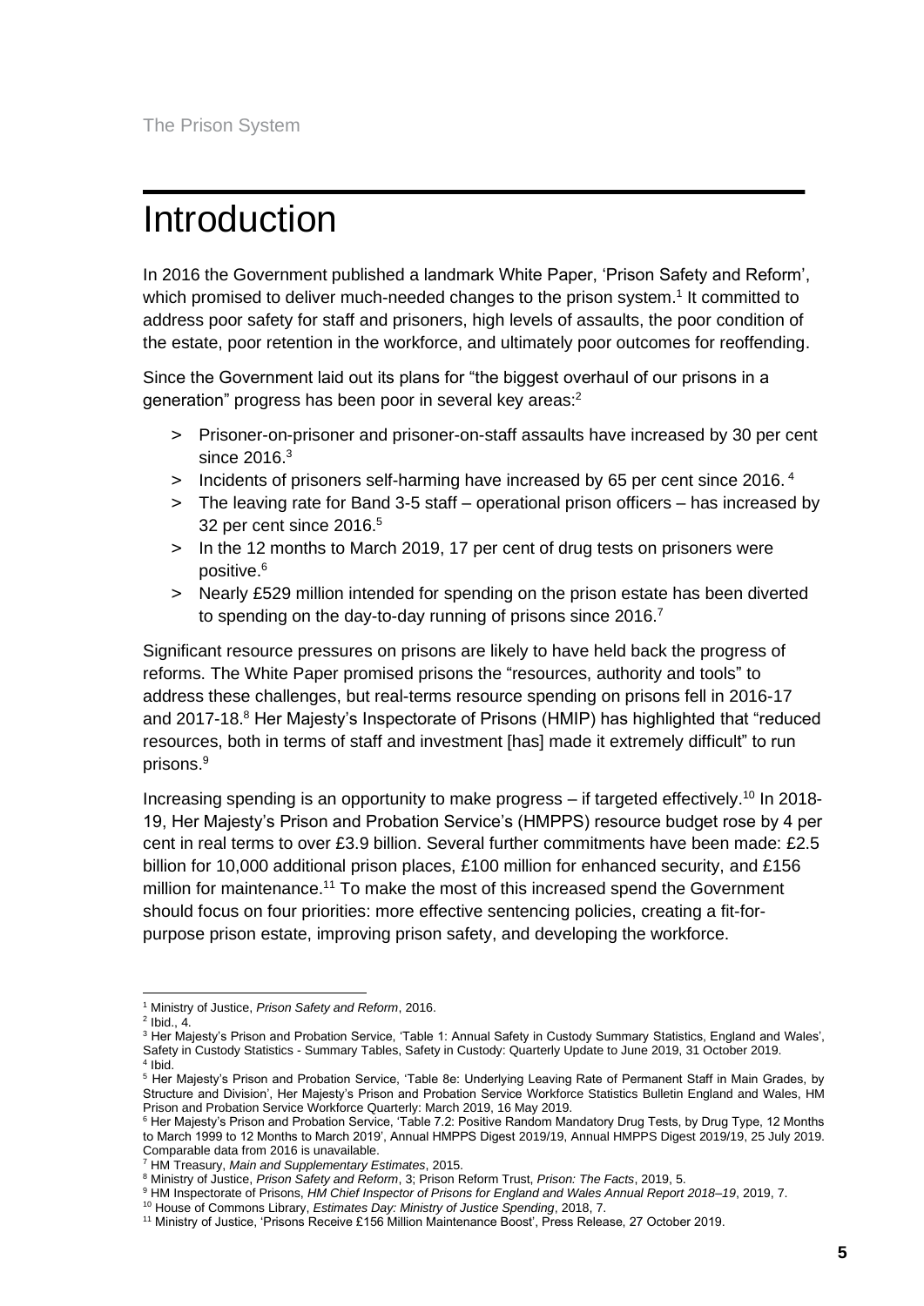# Introduction

In 2016 the Government published a landmark White Paper, 'Prison Safety and Reform', which promised to deliver much-needed changes to the prison system.[1] It committed to address poor safety for staff and prisoners, high levels of assaults, the poor condition of the estate, poor retention in the workforce, and ultimately poor outcomes for reoffending.

Since the Government laid out its plans for "the biggest overhaul of our prisons in a generation" progress has been poor in several key areas:[2]

> Prisoner-on-prisoner and prisoner-on-staff assaults have increased by 30 per cent since 2016.[3]
> Incidents of prisoners self-harming have increased by 65 per cent since 2016.[4]
> The leaving rate for Band 3-5 staff – operational prison officers – has increased by 32 per cent since 2016.[5]
> In the 12 months to March 2019, 17 per cent of drug tests on prisoners were positive.[6]
> Nearly £529 million intended for spending on the prison estate has been diverted to spending on the day-to-day running of prisons since 2016.[7]

Significant resource pressures on prisons are likely to have held back the progress of reforms. The White Paper promised prisons the "resources, authority and tools" to address these challenges, but real-terms resource spending on prisons fell in 2016-17 and 2017-18.[8] Her Majesty's Inspectorate of Prisons (HMIP) has highlighted that "reduced resources, both in terms of staff and investment [has] made it extremely difficult" to run prisons.[9]

Increasing spending is an opportunity to make progress – if targeted effectively.[10] In 2018-19, Her Majesty's Prison and Probation Service's (HMPPS) resource budget rose by 4 per cent in real terms to over £3.9 billion. Several further commitments have been made: £2.5 billion for 10,000 additional prison places, £100 million for enhanced security, and £156 million for maintenance.[11] To make the most of this increased spend the Government should focus on four priorities: more effective sentencing policies, creating a fit-for-purpose prison estate, improving prison safety, and developing the workforce.

---

[1] Ministry of Justice, *Prison Safety and Reform*, 2016.

[2] Ibid., 4.

[3] Her Majesty's Prison and Probation Service, 'Table 1: Annual Safety in Custody Summary Statistics, England and Wales', Safety in Custody Statistics - Summary Tables, Safety in Custody: Quarterly Update to June 2019, 31 October 2019.

[4] Ibid.

[5] Her Majesty's Prison and Probation Service, 'Table 8e: Underlying Leaving Rate of Permanent Staff in Main Grades, by Structure and Division', Her Majesty's Prison and Probation Service Workforce Statistics Bulletin England and Wales, HM Prison and Probation Service Workforce Quarterly: March 2019, 16 May 2019.

[6] Her Majesty's Prison and Probation Service, 'Table 7.2: Positive Random Mandatory Drug Tests, by Drug Type, 12 Months to March 1999 to 12 Months to March 2019', Annual HMPPS Digest 2019/19, Annual HMPPS Digest 2019/19, 25 July 2019. Comparable data from 2016 is unavailable.

[7] HM Treasury, *Main and Supplementary Estimates*, 2015.

[8] Ministry of Justice, *Prison Safety and Reform*, 3; Prison Reform Trust, *Prison: The Facts*, 2019, 5.

[9] HM Inspectorate of Prisons, *HM Chief Inspector of Prisons for England and Wales Annual Report 2018–19*, 2019, 7.

[10] House of Commons Library, *Estimates Day: Ministry of Justice Spending*, 2018, 7.

[11] Ministry of Justice, 'Prisons Receive £156 Million Maintenance Boost', Press Release, 27 October 2019.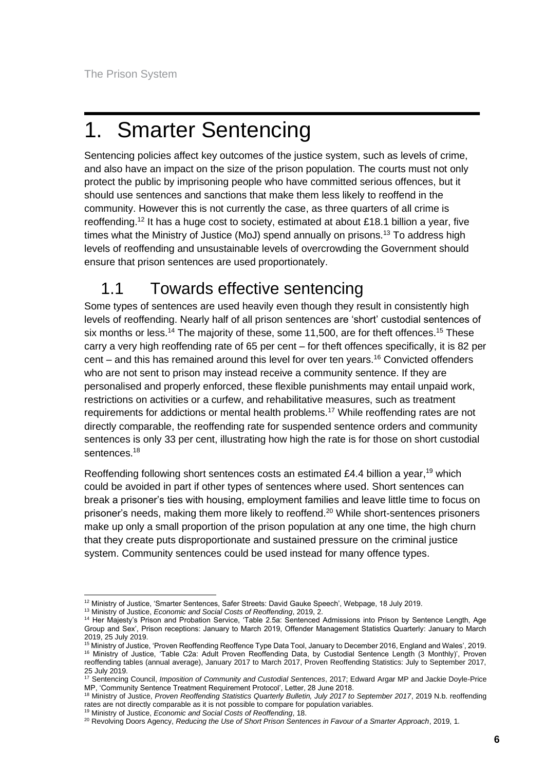# 1. Smarter Sentencing

Sentencing policies affect key outcomes of the justice system, such as levels of crime, and also have an impact on the size of the prison population. The courts must not only protect the public by imprisoning people who have committed serious offences, but it should use sentences and sanctions that make them less likely to reoffend in the community. However this is not currently the case, as three quarters of all crime is reoffending.[12] It has a huge cost to society, estimated at about £18.1 billion a year, five times what the Ministry of Justice (MoJ) spend annually on prisons.[13] To address high levels of reoffending and unsustainable levels of overcrowding the Government should ensure that prison sentences are used proportionately.

## 1.1 Towards effective sentencing

Some types of sentences are used heavily even though they result in consistently high levels of reoffending. Nearly half of all prison sentences are 'short' custodial sentences of six months or less.[14] The majority of these, some 11,500, are for theft offences.[15] These carry a very high reoffending rate of 65 per cent – for theft offences specifically, it is 82 per cent – and this has remained around this level for over ten years.[16] Convicted offenders who are not sent to prison may instead receive a community sentence. If they are personalised and properly enforced, these flexible punishments may entail unpaid work, restrictions on activities or a curfew, and rehabilitative measures, such as treatment requirements for addictions or mental health problems.[17] While reoffending rates are not directly comparable, the reoffending rate for suspended sentence orders and community sentences is only 33 per cent, illustrating how high the rate is for those on short custodial sentences.[18]

Reoffending following short sentences costs an estimated £4.4 billion a year,[19] which could be avoided in part if other types of sentences where used. Short sentences can break a prisoner's ties with housing, employment families and leave little time to focus on prisoner's needs, making them more likely to reoffend.[20] While short-sentences prisoners make up only a small proportion of the prison population at any one time, the high churn that they create puts disproportionate and sustained pressure on the criminal justice system. Community sentences could be used instead for many offence types.

---

[12] Ministry of Justice, 'Smarter Sentences, Safer Streets: David Gauke Speech', Webpage, 18 July 2019.

[13] Ministry of Justice, *Economic and Social Costs of Reoffending*, 2019, 2.

[14] Her Majesty's Prison and Probation Service, 'Table 2.5a: Sentenced Admissions into Prison by Sentence Length, Age Group and Sex', Prison receptions: January to March 2019, Offender Management Statistics Quarterly: January to March 2019, 25 July 2019.

[15] Ministry of Justice, 'Proven Reoffending Reoffence Type Data Tool, January to December 2016, England and Wales', 2019.

[16] Ministry of Justice, 'Table C2a: Adult Proven Reoffending Data, by Custodial Sentence Length (3 Monthly)', Proven reoffending tables (annual average), January 2017 to March 2017, Proven Reoffending Statistics: July to September 2017, 25 July 2019.

[17] Sentencing Council, *Imposition of Community and Custodial Sentences*, 2017; Edward Argar MP and Jackie Doyle-Price MP, 'Community Sentence Treatment Requirement Protocol', Letter, 28 June 2018.

[18] Ministry of Justice, *Proven Reoffending Statistics Quarterly Bulletin, July 2017 to September 2017*, 2019 N.b. reoffending rates are not directly comparable as it is not possible to compare for population variables.

[19] Ministry of Justice, *Economic and Social Costs of Reoffending*, 18.

[20] Revolving Doors Agency, *Reducing the Use of Short Prison Sentences in Favour of a Smarter Approach*, 2019, 1.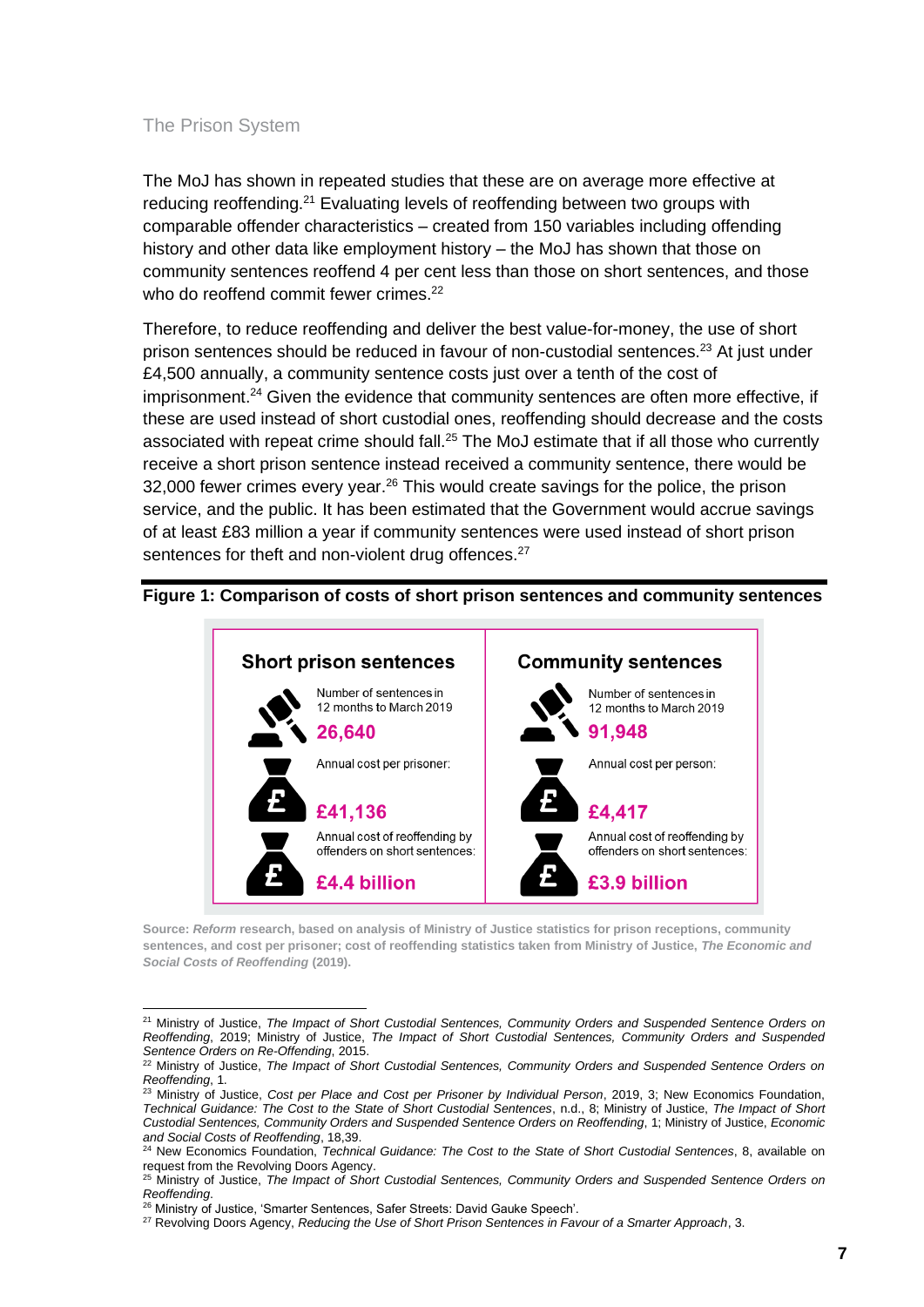The MoJ has shown in repeated studies that these are on average more effective at reducing reoffending.[21] Evaluating levels of reoffending between two groups with comparable offender characteristics – created from 150 variables including offending history and other data like employment history – the MoJ has shown that those on community sentences reoffend 4 per cent less than those on short sentences, and those who do reoffend commit fewer crimes.[22]

Therefore, to reduce reoffending and deliver the best value-for-money, the use of short prison sentences should be reduced in favour of non-custodial sentences.[23] At just under £4,500 annually, a community sentence costs just over a tenth of the cost of imprisonment.[24] Given the evidence that community sentences are often more effective, if these are used instead of short custodial ones, reoffending should decrease and the costs associated with repeat crime should fall.[25] The MoJ estimate that if all those who currently receive a short prison sentence instead received a community sentence, there would be 32,000 fewer crimes every year.[26] This would create savings for the police, the prison service, and the public. It has been estimated that the Government would accrue savings of at least £83 million a year if community sentences were used instead of short prison sentences for theft and non-violent drug offences.[27]

**Figure 1: Comparison of costs of short prison sentences and community sentences**

| | Short prison sentences | Community sentences |
|---|---|---|
| Number of sentences in 12 months to March 2019 | 26,640 | 91,948 |
| Annual cost per prisoner / per person | £41,136 | £4,417 |
| Annual cost of reoffending by offenders on short sentences | £4.4 billion | £3.9 billion |

Source: *Reform* research, based on analysis of Ministry of Justice statistics for prison receptions, community sentences, and cost per prisoner; cost of reoffending statistics taken from Ministry of Justice, *The Economic and Social Costs of Reoffending* (2019).

---

[21] Ministry of Justice, *The Impact of Short Custodial Sentences, Community Orders and Suspended Sentence Orders on Reoffending*, 2019; Ministry of Justice, *The Impact of Short Custodial Sentences, Community Orders and Suspended Sentence Orders on Re-Offending*, 2015.

[22] Ministry of Justice, *The Impact of Short Custodial Sentences, Community Orders and Suspended Sentence Orders on Reoffending*, 1.

[23] Ministry of Justice, *Cost per Place and Cost per Prisoner by Individual Person*, 2019, 3; New Economics Foundation, *Technical Guidance: The Cost to the State of Short Custodial Sentences*, n.d., 8; Ministry of Justice, *The Impact of Short Custodial Sentences, Community Orders and Suspended Sentence Orders on Reoffending*, 1; Ministry of Justice, *Economic and Social Costs of Reoffending*, 18,39.

[24] New Economics Foundation, *Technical Guidance: The Cost to the State of Short Custodial Sentences*, 8, available on request from the Revolving Doors Agency.

[25] Ministry of Justice, *The Impact of Short Custodial Sentences, Community Orders and Suspended Sentence Orders on Reoffending*.

[26] Ministry of Justice, 'Smarter Sentences, Safer Streets: David Gauke Speech'.

[27] Revolving Doors Agency, *Reducing the Use of Short Prison Sentences in Favour of a Smarter Approach*, 3.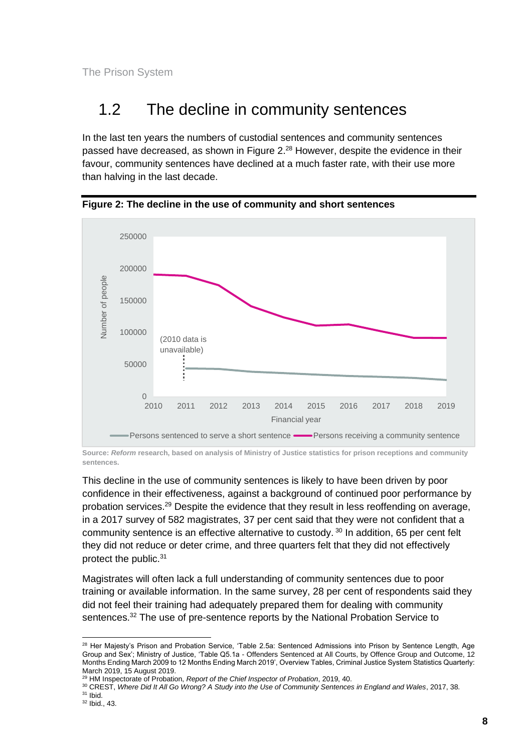## 1.2 The decline in community sentences

In the last ten years the numbers of custodial sentences and community sentences passed have decreased, as shown in Figure 2.[28] However, despite the evidence in their favour, community sentences have declined at a much faster rate, with their use more than halving in the last decade.

**Figure 2: The decline in the use of community and short sentences**

**Source:** ***Reform*** **research, based on analysis of Ministry of Justice statistics for prison receptions and community sentences.**

This decline in the use of community sentences is likely to have been driven by poor confidence in their effectiveness, against a background of continued poor performance by probation services.[29] Despite the evidence that they result in less reoffending on average, in a 2017 survey of 582 magistrates, 37 per cent said that they were not confident that a community sentence is an effective alternative to custody. [30] In addition, 65 per cent felt they did not reduce or deter crime, and three quarters felt that they did not effectively protect the public.[31]

Magistrates will often lack a full understanding of community sentences due to poor training or available information. In the same survey, 28 per cent of respondents said they did not feel their training had adequately prepared them for dealing with community sentences.[32] The use of pre-sentence reports by the National Probation Service to

---

[28] Her Majesty's Prison and Probation Service, 'Table 2.5a: Sentenced Admissions into Prison by Sentence Length, Age Group and Sex'; Ministry of Justice, 'Table Q5.1a - Offenders Sentenced at All Courts, by Offence Group and Outcome, 12 Months Ending March 2009 to 12 Months Ending March 2019', Overview Tables, Criminal Justice System Statistics Quarterly: March 2019, 15 August 2019.

[29] HM Inspectorate of Probation, *Report of the Chief Inspector of Probation*, 2019, 40.

[30] CREST, *Where Did It All Go Wrong? A Study into the Use of Community Sentences in England and Wales*, 2017, 38.

[31] Ibid.

[32] Ibid., 43.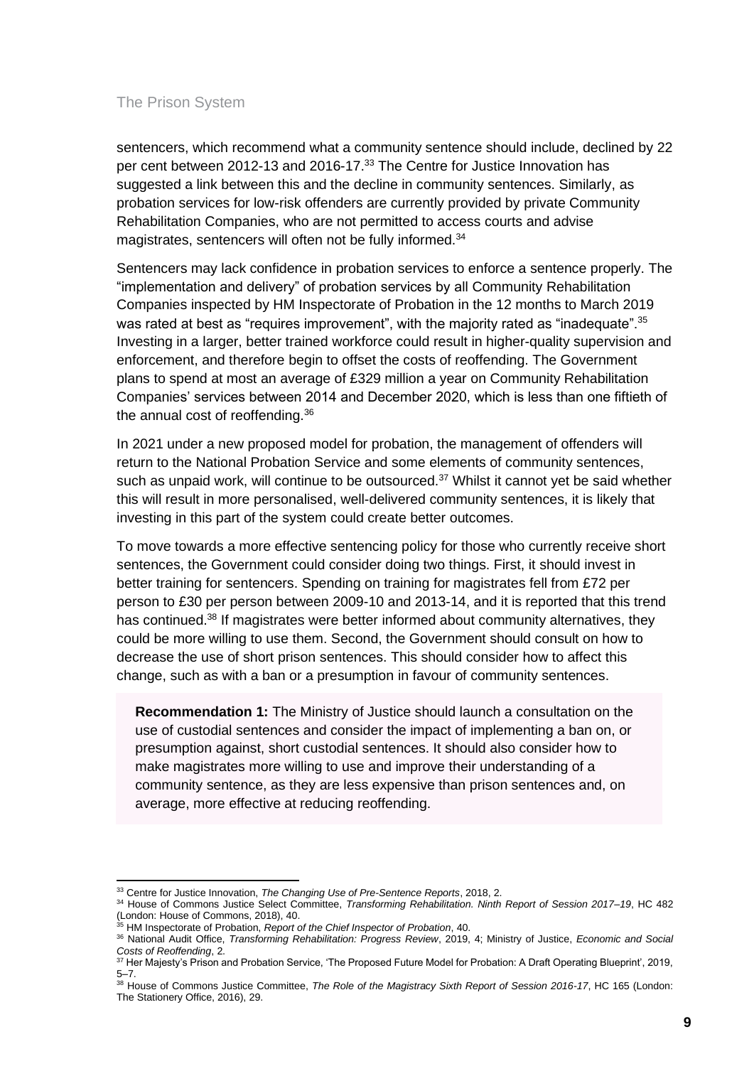sentencers, which recommend what a community sentence should include, declined by 22 per cent between 2012-13 and 2016-17.[33] The Centre for Justice Innovation has suggested a link between this and the decline in community sentences. Similarly, as probation services for low-risk offenders are currently provided by private Community Rehabilitation Companies, who are not permitted to access courts and advise magistrates, sentencers will often not be fully informed.[34]

Sentencers may lack confidence in probation services to enforce a sentence properly. The "implementation and delivery" of probation services by all Community Rehabilitation Companies inspected by HM Inspectorate of Probation in the 12 months to March 2019 was rated at best as "requires improvement", with the majority rated as "inadequate".[35] Investing in a larger, better trained workforce could result in higher-quality supervision and enforcement, and therefore begin to offset the costs of reoffending. The Government plans to spend at most an average of £329 million a year on Community Rehabilitation Companies' services between 2014 and December 2020, which is less than one fiftieth of the annual cost of reoffending.[36]

In 2021 under a new proposed model for probation, the management of offenders will return to the National Probation Service and some elements of community sentences, such as unpaid work, will continue to be outsourced.[37] Whilst it cannot yet be said whether this will result in more personalised, well-delivered community sentences, it is likely that investing in this part of the system could create better outcomes.

To move towards a more effective sentencing policy for those who currently receive short sentences, the Government could consider doing two things. First, it should invest in better training for sentencers. Spending on training for magistrates fell from £72 per person to £30 per person between 2009-10 and 2013-14, and it is reported that this trend has continued.[38] If magistrates were better informed about community alternatives, they could be more willing to use them. Second, the Government should consult on how to decrease the use of short prison sentences. This should consider how to affect this change, such as with a ban or a presumption in favour of community sentences.

> **Recommendation 1:** The Ministry of Justice should launch a consultation on the use of custodial sentences and consider the impact of implementing a ban on, or presumption against, short custodial sentences. It should also consider how to make magistrates more willing to use and improve their understanding of a community sentence, as they are less expensive than prison sentences and, on average, more effective at reducing reoffending.

---

[33] Centre for Justice Innovation, *The Changing Use of Pre-Sentence Reports*, 2018, 2.

[34] House of Commons Justice Select Committee, *Transforming Rehabilitation. Ninth Report of Session 2017–19*, HC 482 (London: House of Commons, 2018), 40.

[35] HM Inspectorate of Probation, *Report of the Chief Inspector of Probation*, 40.

[36] National Audit Office, *Transforming Rehabilitation: Progress Review*, 2019, 4; Ministry of Justice, *Economic and Social Costs of Reoffending*, 2.

[37] Her Majesty's Prison and Probation Service, 'The Proposed Future Model for Probation: A Draft Operating Blueprint', 2019, 5–7.

[38] House of Commons Justice Committee, *The Role of the Magistracy Sixth Report of Session 2016-17*, HC 165 (London: The Stationery Office, 2016), 29.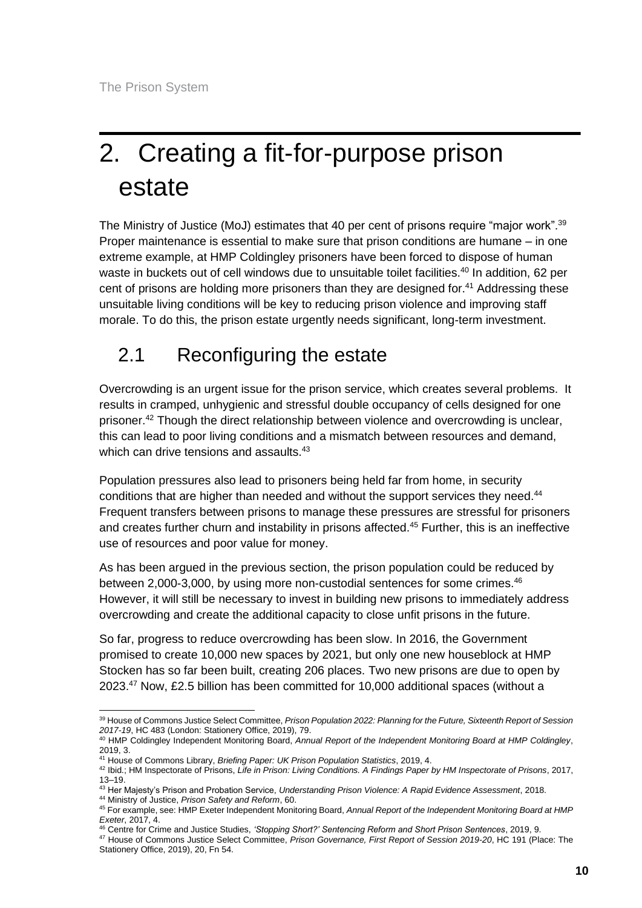# 2. Creating a fit-for-purpose prison estate

The Ministry of Justice (MoJ) estimates that 40 per cent of prisons require "major work".[39] Proper maintenance is essential to make sure that prison conditions are humane – in one extreme example, at HMP Coldingley prisoners have been forced to dispose of human waste in buckets out of cell windows due to unsuitable toilet facilities.[40] In addition, 62 per cent of prisons are holding more prisoners than they are designed for.[41] Addressing these unsuitable living conditions will be key to reducing prison violence and improving staff morale. To do this, the prison estate urgently needs significant, long-term investment.

## 2.1 Reconfiguring the estate

Overcrowding is an urgent issue for the prison service, which creates several problems. It results in cramped, unhygienic and stressful double occupancy of cells designed for one prisoner.[42] Though the direct relationship between violence and overcrowding is unclear, this can lead to poor living conditions and a mismatch between resources and demand, which can drive tensions and assaults.[43]

Population pressures also lead to prisoners being held far from home, in security conditions that are higher than needed and without the support services they need.[44] Frequent transfers between prisons to manage these pressures are stressful for prisoners and creates further churn and instability in prisons affected.[45] Further, this is an ineffective use of resources and poor value for money.

As has been argued in the previous section, the prison population could be reduced by between 2,000-3,000, by using more non-custodial sentences for some crimes.[46] However, it will still be necessary to invest in building new prisons to immediately address overcrowding and create the additional capacity to close unfit prisons in the future.

So far, progress to reduce overcrowding has been slow. In 2016, the Government promised to create 10,000 new spaces by 2021, but only one new houseblock at HMP Stocken has so far been built, creating 206 places. Two new prisons are due to open by 2023.[47] Now, £2.5 billion has been committed for 10,000 additional spaces (without a

---

[39] House of Commons Justice Select Committee, *Prison Population 2022: Planning for the Future, Sixteenth Report of Session 2017-19*, HC 483 (London: Stationery Office, 2019), 79.

[40] HMP Coldingley Independent Monitoring Board, *Annual Report of the Independent Monitoring Board at HMP Coldingley*, 2019, 3.

[41] House of Commons Library, *Briefing Paper: UK Prison Population Statistics*, 2019, 4.

[42] Ibid.; HM Inspectorate of Prisons, *Life in Prison: Living Conditions. A Findings Paper by HM Inspectorate of Prisons*, 2017, 13–19.

[43] Her Majesty's Prison and Probation Service, *Understanding Prison Violence: A Rapid Evidence Assessment*, 2018.

[44] Ministry of Justice, *Prison Safety and Reform*, 60.

[45] For example, see: HMP Exeter Independent Monitoring Board, *Annual Report of the Independent Monitoring Board at HMP Exeter*, 2017, 4.

[46] Centre for Crime and Justice Studies, *'Stopping Short?' Sentencing Reform and Short Prison Sentences*, 2019, 9.

[47] House of Commons Justice Select Committee, *Prison Governance, First Report of Session 2019-20*, HC 191 (Place: The Stationery Office, 2019), 20, Fn 54.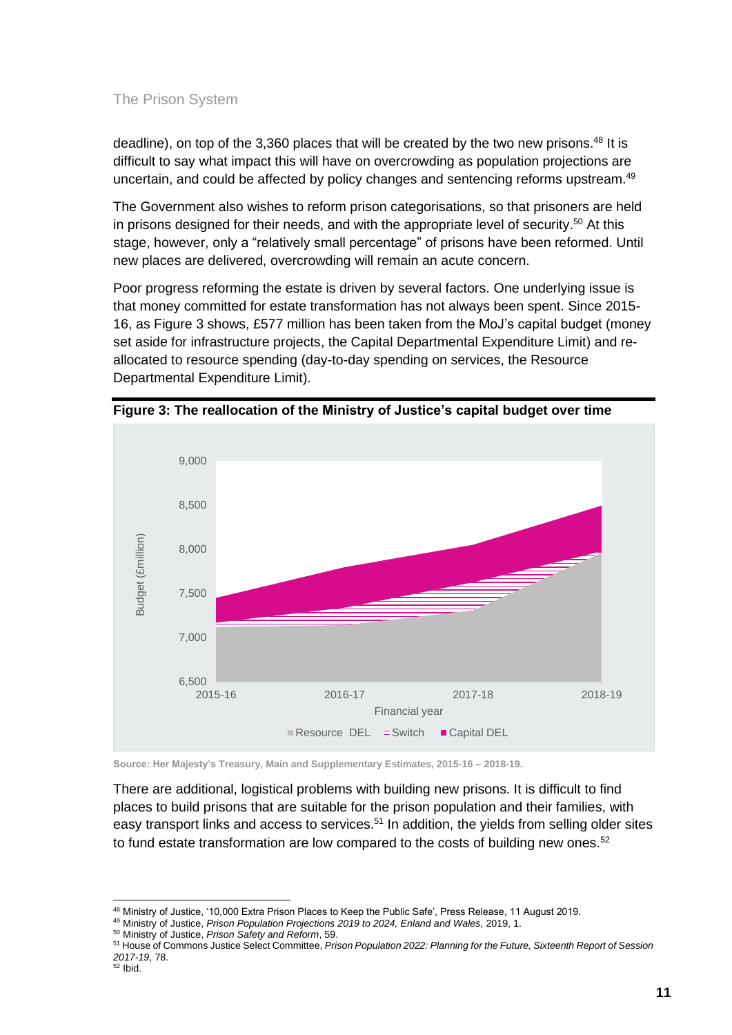deadline), on top of the 3,360 places that will be created by the two new prisons.[48] It is difficult to say what impact this will have on overcrowding as population projections are uncertain, and could be affected by policy changes and sentencing reforms upstream.[49]

The Government also wishes to reform prison categorisations, so that prisoners are held in prisons designed for their needs, and with the appropriate level of security.[50] At this stage, however, only a "relatively small percentage" of prisons have been reformed. Until new places are delivered, overcrowding will remain an acute concern.

Poor progress reforming the estate is driven by several factors. One underlying issue is that money committed for estate transformation has not always been spent. Since 2015-16, as Figure 3 shows, £577 million has been taken from the MoJ's capital budget (money set aside for infrastructure projects, the Capital Departmental Expenditure Limit) and re-allocated to resource spending (day-to-day spending on services, the Resource Departmental Expenditure Limit).

**Figure 3: The reallocation of the Ministry of Justice's capital budget over time**

Source: Her Majesty's Treasury, Main and Supplementary Estimates, 2015-16 – 2018-19.

There are additional, logistical problems with building new prisons. It is difficult to find places to build prisons that are suitable for the prison population and their families, with easy transport links and access to services.[51] In addition, the yields from selling older sites to fund estate transformation are low compared to the costs of building new ones.[52]

---

[48] Ministry of Justice, '10,000 Extra Prison Places to Keep the Public Safe', Press Release, 11 August 2019.

[49] Ministry of Justice, *Prison Population Projections 2019 to 2024, Enland and Wales*, 2019, 1.

[50] Ministry of Justice, *Prison Safety and Reform*, 59.

[51] House of Commons Justice Select Committee, *Prison Population 2022: Planning for the Future, Sixteenth Report of Session 2017-19*, 78.

[52] Ibid.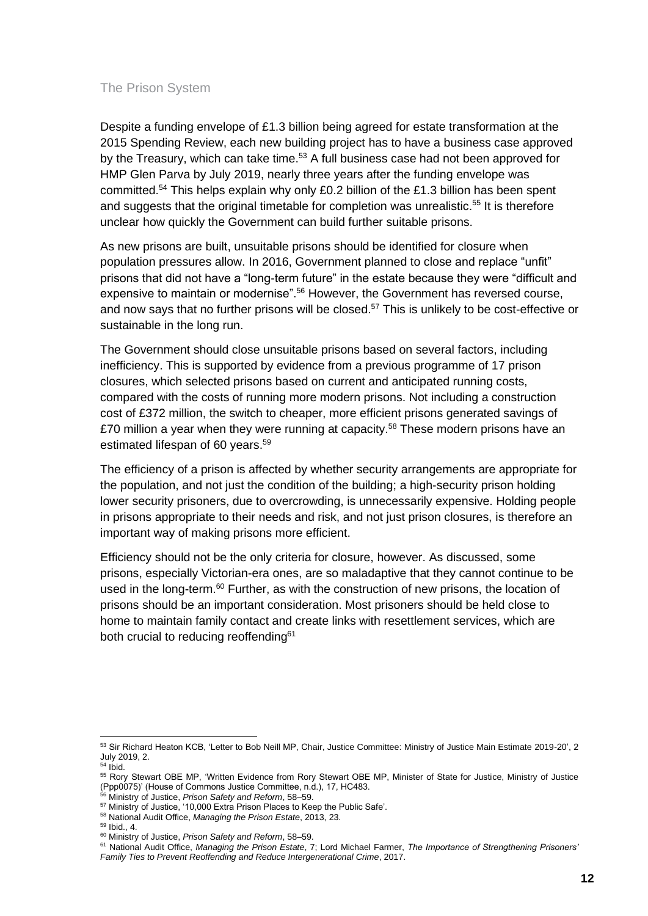Despite a funding envelope of £1.3 billion being agreed for estate transformation at the 2015 Spending Review, each new building project has to have a business case approved by the Treasury, which can take time.[53] A full business case had not been approved for HMP Glen Parva by July 2019, nearly three years after the funding envelope was committed.[54] This helps explain why only £0.2 billion of the £1.3 billion has been spent and suggests that the original timetable for completion was unrealistic.[55] It is therefore unclear how quickly the Government can build further suitable prisons.

As new prisons are built, unsuitable prisons should be identified for closure when population pressures allow. In 2016, Government planned to close and replace "unfit" prisons that did not have a "long-term future" in the estate because they were "difficult and expensive to maintain or modernise".[56] However, the Government has reversed course, and now says that no further prisons will be closed.[57] This is unlikely to be cost-effective or sustainable in the long run.

The Government should close unsuitable prisons based on several factors, including inefficiency. This is supported by evidence from a previous programme of 17 prison closures, which selected prisons based on current and anticipated running costs, compared with the costs of running more modern prisons. Not including a construction cost of £372 million, the switch to cheaper, more efficient prisons generated savings of £70 million a year when they were running at capacity.[58] These modern prisons have an estimated lifespan of 60 years.[59]

The efficiency of a prison is affected by whether security arrangements are appropriate for the population, and not just the condition of the building; a high-security prison holding lower security prisoners, due to overcrowding, is unnecessarily expensive. Holding people in prisons appropriate to their needs and risk, and not just prison closures, is therefore an important way of making prisons more efficient.

Efficiency should not be the only criteria for closure, however. As discussed, some prisons, especially Victorian-era ones, are so maladaptive that they cannot continue to be used in the long-term.[60] Further, as with the construction of new prisons, the location of prisons should be an important consideration. Most prisoners should be held close to home to maintain family contact and create links with resettlement services, which are both crucial to reducing reoffending[61]

---

[53] Sir Richard Heaton KCB, 'Letter to Bob Neill MP, Chair, Justice Committee: Ministry of Justice Main Estimate 2019-20', 2 July 2019, 2.

[54] Ibid.

[55] Rory Stewart OBE MP, 'Written Evidence from Rory Stewart OBE MP, Minister of State for Justice, Ministry of Justice (Ppp0075)' (House of Commons Justice Committee, n.d.), 17, HC483.

[56] Ministry of Justice, *Prison Safety and Reform*, 58–59.

[57] Ministry of Justice, '10,000 Extra Prison Places to Keep the Public Safe'.

[58] National Audit Office, *Managing the Prison Estate*, 2013, 23.

[59] Ibid., 4.

[60] Ministry of Justice, *Prison Safety and Reform*, 58–59.

[61] National Audit Office, *Managing the Prison Estate*, 7; Lord Michael Farmer, *The Importance of Strengthening Prisoners' Family Ties to Prevent Reoffending and Reduce Intergenerational Crime*, 2017.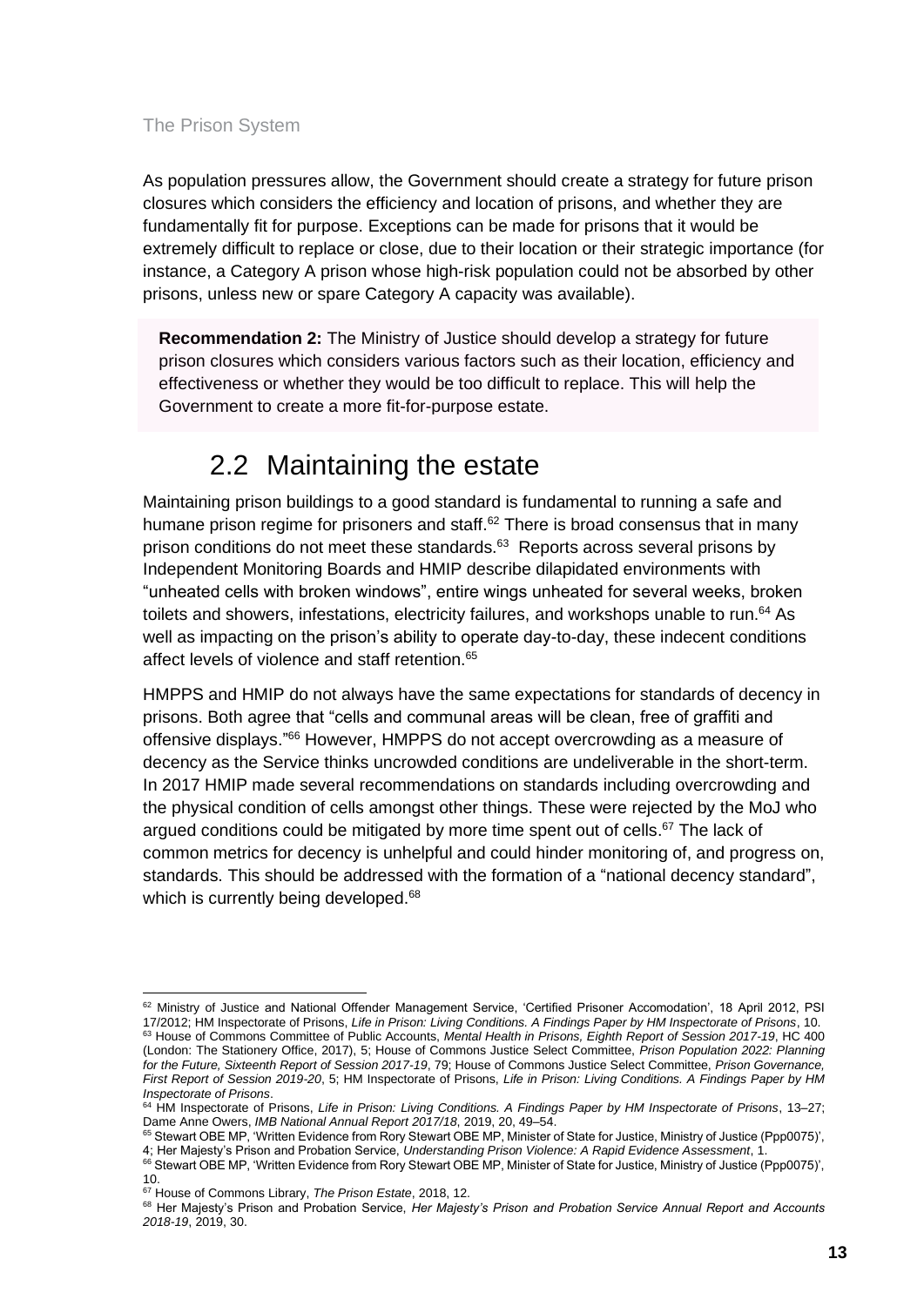As population pressures allow, the Government should create a strategy for future prison closures which considers the efficiency and location of prisons, and whether they are fundamentally fit for purpose. Exceptions can be made for prisons that it would be extremely difficult to replace or close, due to their location or their strategic importance (for instance, a Category A prison whose high-risk population could not be absorbed by other prisons, unless new or spare Category A capacity was available).

> **Recommendation 2:** The Ministry of Justice should develop a strategy for future prison closures which considers various factors such as their location, efficiency and effectiveness or whether they would be too difficult to replace. This will help the Government to create a more fit-for-purpose estate.

## 2.2 Maintaining the estate

Maintaining prison buildings to a good standard is fundamental to running a safe and humane prison regime for prisoners and staff.[62] There is broad consensus that in many prison conditions do not meet these standards.[63] Reports across several prisons by Independent Monitoring Boards and HMIP describe dilapidated environments with "unheated cells with broken windows", entire wings unheated for several weeks, broken toilets and showers, infestations, electricity failures, and workshops unable to run.[64] As well as impacting on the prison's ability to operate day-to-day, these indecent conditions affect levels of violence and staff retention.[65]

HMPPS and HMIP do not always have the same expectations for standards of decency in prisons. Both agree that "cells and communal areas will be clean, free of graffiti and offensive displays."[66] However, HMPPS do not accept overcrowding as a measure of decency as the Service thinks uncrowded conditions are undeliverable in the short-term. In 2017 HMIP made several recommendations on standards including overcrowding and the physical condition of cells amongst other things. These were rejected by the MoJ who argued conditions could be mitigated by more time spent out of cells.[67] The lack of common metrics for decency is unhelpful and could hinder monitoring of, and progress on, standards. This should be addressed with the formation of a "national decency standard", which is currently being developed.[68]

---

[62] Ministry of Justice and National Offender Management Service, 'Certified Prisoner Accomodation', 18 April 2012, PSI 17/2012; HM Inspectorate of Prisons, *Life in Prison: Living Conditions. A Findings Paper by HM Inspectorate of Prisons*, 10.

[63] House of Commons Committee of Public Accounts, *Mental Health in Prisons, Eighth Report of Session 2017-19*, HC 400 (London: The Stationery Office, 2017), 5; House of Commons Justice Select Committee, *Prison Population 2022: Planning for the Future, Sixteenth Report of Session 2017-19*, 79; House of Commons Justice Select Committee, *Prison Governance, First Report of Session 2019-20*, 5; HM Inspectorate of Prisons, *Life in Prison: Living Conditions. A Findings Paper by HM Inspectorate of Prisons*.

[64] HM Inspectorate of Prisons, *Life in Prison: Living Conditions. A Findings Paper by HM Inspectorate of Prisons*, 13–27; Dame Anne Owers, *IMB National Annual Report 2017/18*, 2019, 20, 49–54.

[65] Stewart OBE MP, 'Written Evidence from Rory Stewart OBE MP, Minister of State for Justice, Ministry of Justice (Ppp0075)', 4; Her Majesty's Prison and Probation Service, *Understanding Prison Violence: A Rapid Evidence Assessment*, 1.

[66] Stewart OBE MP, 'Written Evidence from Rory Stewart OBE MP, Minister of State for Justice, Ministry of Justice (Ppp0075)', 10.

[67] House of Commons Library, *The Prison Estate*, 2018, 12.

[68] Her Majesty's Prison and Probation Service, *Her Majesty's Prison and Probation Service Annual Report and Accounts 2018-19*, 2019, 30.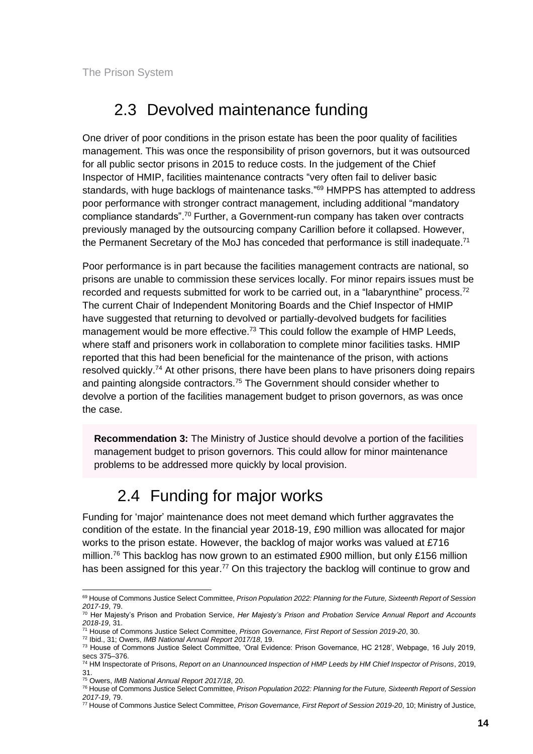## 2.3 Devolved maintenance funding

One driver of poor conditions in the prison estate has been the poor quality of facilities management. This was once the responsibility of prison governors, but it was outsourced for all public sector prisons in 2015 to reduce costs. In the judgement of the Chief Inspector of HMIP, facilities maintenance contracts "very often fail to deliver basic standards, with huge backlogs of maintenance tasks."[69] HMPPS has attempted to address poor performance with stronger contract management, including additional "mandatory compliance standards".[70] Further, a Government-run company has taken over contracts previously managed by the outsourcing company Carillion before it collapsed. However, the Permanent Secretary of the MoJ has conceded that performance is still inadequate.[71]

Poor performance is in part because the facilities management contracts are national, so prisons are unable to commission these services locally. For minor repairs issues must be recorded and requests submitted for work to be carried out, in a "labarynthine" process.[72] The current Chair of Independent Monitoring Boards and the Chief Inspector of HMIP have suggested that returning to devolved or partially-devolved budgets for facilities management would be more effective.[73] This could follow the example of HMP Leeds, where staff and prisoners work in collaboration to complete minor facilities tasks. HMIP reported that this had been beneficial for the maintenance of the prison, with actions resolved quickly.[74] At other prisons, there have been plans to have prisoners doing repairs and painting alongside contractors.[75] The Government should consider whether to devolve a portion of the facilities management budget to prison governors, as was once the case.

> **Recommendation 3:** The Ministry of Justice should devolve a portion of the facilities management budget to prison governors. This could allow for minor maintenance problems to be addressed more quickly by local provision.

## 2.4 Funding for major works

Funding for 'major' maintenance does not meet demand which further aggravates the condition of the estate. In the financial year 2018-19, £90 million was allocated for major works to the prison estate. However, the backlog of major works was valued at £716 million.[76] This backlog has now grown to an estimated £900 million, but only £156 million has been assigned for this year.[77] On this trajectory the backlog will continue to grow and

---

[69] House of Commons Justice Select Committee, *Prison Population 2022: Planning for the Future, Sixteenth Report of Session 2017-19*, 79.

[70] Her Majesty's Prison and Probation Service, *Her Majesty's Prison and Probation Service Annual Report and Accounts 2018-19*, 31.

[71] House of Commons Justice Select Committee, *Prison Governance, First Report of Session 2019-20*, 30.

[72] Ibid., 31; Owers, *IMB National Annual Report 2017/18*, 19.

[73] House of Commons Justice Select Committee, 'Oral Evidence: Prison Governance, HC 2128', Webpage, 16 July 2019, secs 375–376.

[74] HM Inspectorate of Prisons, *Report on an Unannounced Inspection of HMP Leeds by HM Chief Inspector of Prisons*, 2019, 31.

[75] Owers, *IMB National Annual Report 2017/18*, 20.

[76] House of Commons Justice Select Committee, *Prison Population 2022: Planning for the Future, Sixteenth Report of Session 2017-19*, 79.

[77] House of Commons Justice Select Committee, *Prison Governance, First Report of Session 2019-20*, 10; Ministry of Justice,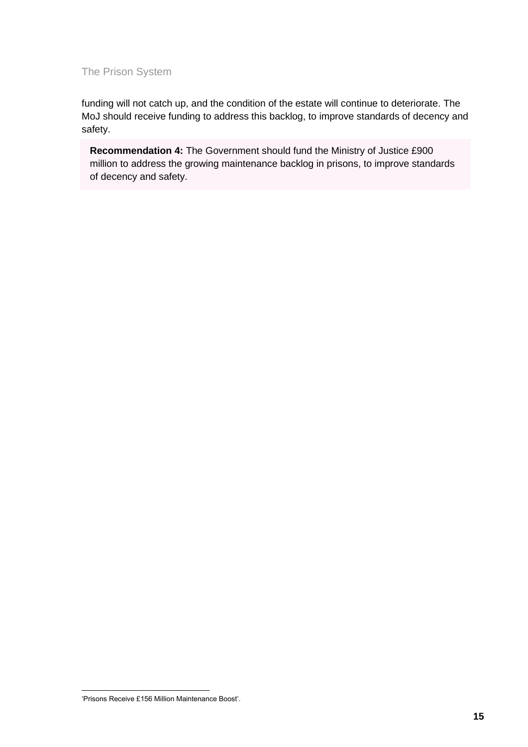funding will not catch up, and the condition of the estate will continue to deteriorate. The MoJ should receive funding to address this backlog, to improve standards of decency and safety.

> **Recommendation 4:** The Government should fund the Ministry of Justice £900 million to address the growing maintenance backlog in prisons, to improve standards of decency and safety.

'Prisons Receive £156 Million Maintenance Boost'.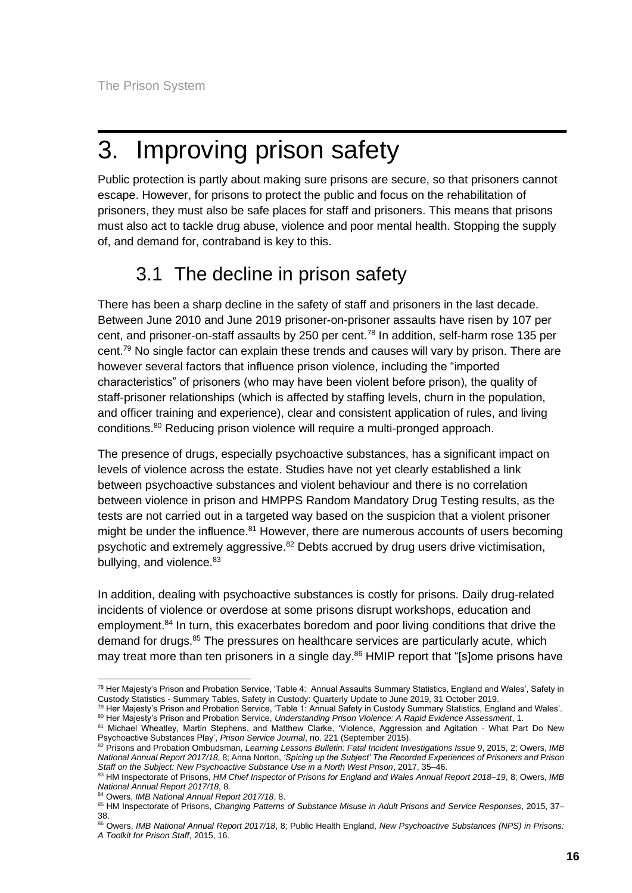# 3. Improving prison safety

Public protection is partly about making sure prisons are secure, so that prisoners cannot escape. However, for prisons to protect the public and focus on the rehabilitation of prisoners, they must also be safe places for staff and prisoners. This means that prisons must also act to tackle drug abuse, violence and poor mental health. Stopping the supply of, and demand for, contraband is key to this.

## 3.1 The decline in prison safety

There has been a sharp decline in the safety of staff and prisoners in the last decade. Between June 2010 and June 2019 prisoner-on-prisoner assaults have risen by 107 per cent, and prisoner-on-staff assaults by 250 per cent.[78] In addition, self-harm rose 135 per cent.[79] No single factor can explain these trends and causes will vary by prison. There are however several factors that influence prison violence, including the "imported characteristics" of prisoners (who may have been violent before prison), the quality of staff-prisoner relationships (which is affected by staffing levels, churn in the population, and officer training and experience), clear and consistent application of rules, and living conditions.[80] Reducing prison violence will require a multi-pronged approach.

The presence of drugs, especially psychoactive substances, has a significant impact on levels of violence across the estate. Studies have not yet clearly established a link between psychoactive substances and violent behaviour and there is no correlation between violence in prison and HMPPS Random Mandatory Drug Testing results, as the tests are not carried out in a targeted way based on the suspicion that a violent prisoner might be under the influence.[81] However, there are numerous accounts of users becoming psychotic and extremely aggressive.[82] Debts accrued by drug users drive victimisation, bullying, and violence.[83]

In addition, dealing with psychoactive substances is costly for prisons. Daily drug-related incidents of violence or overdose at some prisons disrupt workshops, education and employment.[84] In turn, this exacerbates boredom and poor living conditions that drive the demand for drugs.[85] The pressures on healthcare services are particularly acute, which may treat more than ten prisoners in a single day.[86] HMIP report that "[s]ome prisons have

---

[78] Her Majesty's Prison and Probation Service, 'Table 4: Annual Assaults Summary Statistics, England and Wales', Safety in Custody Statistics - Summary Tables, Safety in Custody: Quarterly Update to June 2019, 31 October 2019.

[79] Her Majesty's Prison and Probation Service, 'Table 1: Annual Safety in Custody Summary Statistics, England and Wales'.

[80] Her Majesty's Prison and Probation Service, *Understanding Prison Violence: A Rapid Evidence Assessment*, 1.

[81] Michael Wheatley, Martin Stephens, and Matthew Clarke, 'Violence, Aggression and Agitation - What Part Do New Psychoactive Substances Play', *Prison Service Journal*, no. 221 (September 2015).

[82] Prisons and Probation Ombudsman, *Learning Lessons Bulletin: Fatal Incident Investigations Issue 9*, 2015, 2; Owers, *IMB National Annual Report 2017/18*, 8; Anna Norton, *'Spicing up the Subject' The Recorded Experiences of Prisoners and Prison Staff on the Subject: New Psychoactive Substance Use in a North West Prison*, 2017, 35–46.

[83] HM Inspectorate of Prisons, *HM Chief Inspector of Prisons for England and Wales Annual Report 2018–19*, 8; Owers, *IMB National Annual Report 2017/18*, 8.

[84] Owers, *IMB National Annual Report 2017/18*, 8.

[85] HM Inspectorate of Prisons, *Changing Patterns of Substance Misuse in Adult Prisons and Service Responses*, 2015, 37–38.

[86] Owers, *IMB National Annual Report 2017/18*, 8; Public Health England, *New Psychoactive Substances (NPS) in Prisons: A Toolkit for Prison Staff*, 2015, 16.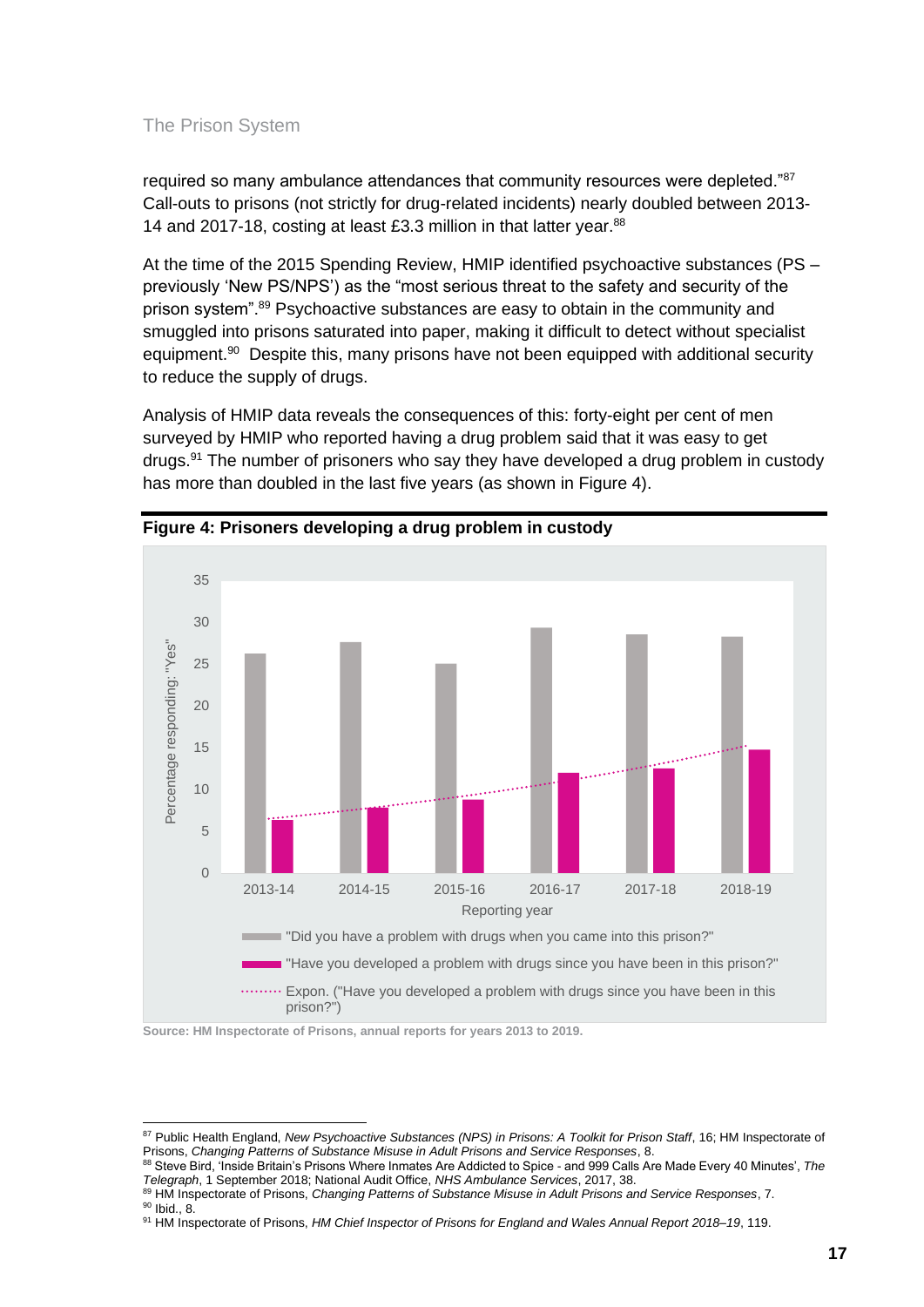required so many ambulance attendances that community resources were depleted."[87] Call-outs to prisons (not strictly for drug-related incidents) nearly doubled between 2013-14 and 2017-18, costing at least £3.3 million in that latter year.[88]

At the time of the 2015 Spending Review, HMIP identified psychoactive substances (PS – previously 'New PS/NPS') as the "most serious threat to the safety and security of the prison system".[89] Psychoactive substances are easy to obtain in the community and smuggled into prisons saturated into paper, making it difficult to detect without specialist equipment.[90] Despite this, many prisons have not been equipped with additional security to reduce the supply of drugs.

Analysis of HMIP data reveals the consequences of this: forty-eight per cent of men surveyed by HMIP who reported having a drug problem said that it was easy to get drugs.[91] The number of prisoners who say they have developed a drug problem in custody has more than doubled in the last five years (as shown in Figure 4).

**Figure 4: Prisoners developing a drug problem in custody**

Percentage responding: "Yes"

| Reporting year | "Did you have a problem with drugs when you came into this prison?" | "Have you developed a problem with drugs since you have been in this prison?" |
|---|---|---|
| 2013-14 | ~26 | ~6 |
| 2014-15 | ~27.5 | ~8 |
| 2015-16 | ~25 | ~9 |
| 2016-17 | ~29 | ~12 |
| 2017-18 | ~28.5 | ~12.5 |
| 2018-19 | ~28 | ~15 |

Expon. ("Have you developed a problem with drugs since you have been in this prison?")

Source: HM Inspectorate of Prisons, annual reports for years 2013 to 2019.

[87] Public Health England, *New Psychoactive Substances (NPS) in Prisons: A Toolkit for Prison Staff*, 16; HM Inspectorate of Prisons, *Changing Patterns of Substance Misuse in Adult Prisons and Service Responses*, 8.
[88] Steve Bird, 'Inside Britain's Prisons Where Inmates Are Addicted to Spice - and 999 Calls Are Made Every 40 Minutes', *The Telegraph*, 1 September 2018; National Audit Office, *NHS Ambulance Services*, 2017, 38.
[89] HM Inspectorate of Prisons, *Changing Patterns of Substance Misuse in Adult Prisons and Service Responses*, 7.
[90] Ibid., 8.
[91] HM Inspectorate of Prisons, *HM Chief Inspector of Prisons for England and Wales Annual Report 2018–19*, 119.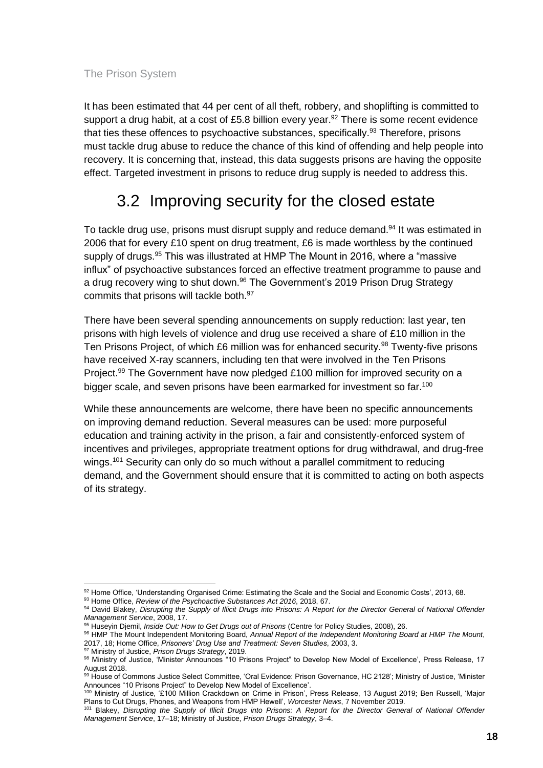It has been estimated that 44 per cent of all theft, robbery, and shoplifting is committed to support a drug habit, at a cost of £5.8 billion every year.[92] There is some recent evidence that ties these offences to psychoactive substances, specifically.[93] Therefore, prisons must tackle drug abuse to reduce the chance of this kind of offending and help people into recovery. It is concerning that, instead, this data suggests prisons are having the opposite effect. Targeted investment in prisons to reduce drug supply is needed to address this.

## 3.2 Improving security for the closed estate

To tackle drug use, prisons must disrupt supply and reduce demand.[94] It was estimated in 2006 that for every £10 spent on drug treatment, £6 is made worthless by the continued supply of drugs.[95] This was illustrated at HMP The Mount in 2016, where a "massive influx" of psychoactive substances forced an effective treatment programme to pause and a drug recovery wing to shut down.[96] The Government's 2019 Prison Drug Strategy commits that prisons will tackle both.[97]

There have been several spending announcements on supply reduction: last year, ten prisons with high levels of violence and drug use received a share of £10 million in the Ten Prisons Project, of which £6 million was for enhanced security.[98] Twenty-five prisons have received X-ray scanners, including ten that were involved in the Ten Prisons Project.[99] The Government have now pledged £100 million for improved security on a bigger scale, and seven prisons have been earmarked for investment so far.[100]

While these announcements are welcome, there have been no specific announcements on improving demand reduction. Several measures can be used: more purposeful education and training activity in the prison, a fair and consistently-enforced system of incentives and privileges, appropriate treatment options for drug withdrawal, and drug-free wings.[101] Security can only do so much without a parallel commitment to reducing demand, and the Government should ensure that it is committed to acting on both aspects of its strategy.

---

[92] Home Office, 'Understanding Organised Crime: Estimating the Scale and the Social and Economic Costs', 2013, 68.

[93] Home Office, *Review of the Psychoactive Substances Act 2016*, 2018, 67.

[94] David Blakey, *Disrupting the Supply of Illicit Drugs into Prisons: A Report for the Director General of National Offender Management Service*, 2008, 17.

[95] Huseyin Djemil, *Inside Out: How to Get Drugs out of Prisons* (Centre for Policy Studies, 2008), 26.

[96] HMP The Mount Independent Monitoring Board, *Annual Report of the Independent Monitoring Board at HMP The Mount*, 2017, 18; Home Office, *Prisoners' Drug Use and Treatment: Seven Studies*, 2003, 3.

[97] Ministry of Justice, *Prison Drugs Strategy*, 2019.

[98] Ministry of Justice, 'Minister Announces "10 Prisons Project" to Develop New Model of Excellence', Press Release, 17 August 2018.

[99] House of Commons Justice Select Committee, 'Oral Evidence: Prison Governance, HC 2128'; Ministry of Justice, 'Minister Announces "10 Prisons Project" to Develop New Model of Excellence'.

[100] Ministry of Justice, '£100 Million Crackdown on Crime in Prison', Press Release, 13 August 2019; Ben Russell, 'Major Plans to Cut Drugs, Phones, and Weapons from HMP Hewell', *Worcester News*, 7 November 2019.

[101] Blakey, *Disrupting the Supply of Illicit Drugs into Prisons: A Report for the Director General of National Offender Management Service*, 17–18; Ministry of Justice, *Prison Drugs Strategy*, 3–4.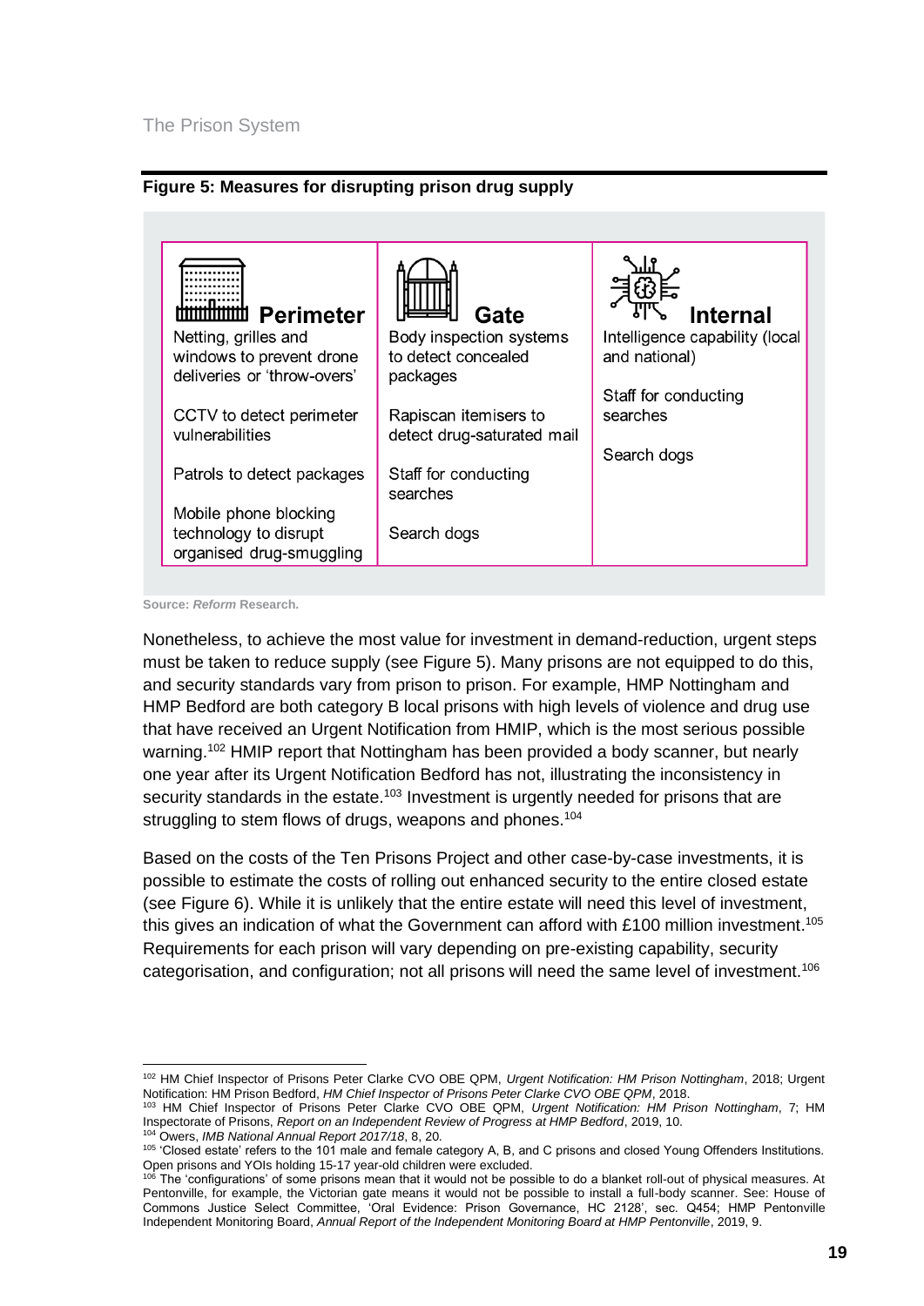**Figure 5: Measures for disrupting prison drug supply**

| Perimeter | Gate | Internal |
|---|---|---|
| Netting, grilles and windows to prevent drone deliveries or 'throw-overs' | Body inspection systems to detect concealed packages | Intelligence capability (local and national) |
| CCTV to detect perimeter vulnerabilities | Rapiscan itemisers to detect drug-saturated mail | Staff for conducting searches |
| Patrols to detect packages | Staff for conducting searches | Search dogs |
| Mobile phone blocking technology to disrupt organised drug-smuggling | Search dogs | |

**Source:** ***Reform*** **Research.**

Nonetheless, to achieve the most value for investment in demand-reduction, urgent steps must be taken to reduce supply (see Figure 5). Many prisons are not equipped to do this, and security standards vary from prison to prison. For example, HMP Nottingham and HMP Bedford are both category B local prisons with high levels of violence and drug use that have received an Urgent Notification from HMIP, which is the most serious possible warning.[102] HMIP report that Nottingham has been provided a body scanner, but nearly one year after its Urgent Notification Bedford has not, illustrating the inconsistency in security standards in the estate.[103] Investment is urgently needed for prisons that are struggling to stem flows of drugs, weapons and phones.[104]

Based on the costs of the Ten Prisons Project and other case-by-case investments, it is possible to estimate the costs of rolling out enhanced security to the entire closed estate (see Figure 6). While it is unlikely that the entire estate will need this level of investment, this gives an indication of what the Government can afford with £100 million investment.[105] Requirements for each prison will vary depending on pre-existing capability, security categorisation, and configuration; not all prisons will need the same level of investment.[106]

---

[102] HM Chief Inspector of Prisons Peter Clarke CVO OBE QPM, *Urgent Notification: HM Prison Nottingham*, 2018; Urgent Notification: HM Prison Bedford, *HM Chief Inspector of Prisons Peter Clarke CVO OBE QPM*, 2018.

[103] HM Chief Inspector of Prisons Peter Clarke CVO OBE QPM, *Urgent Notification: HM Prison Nottingham*, 7; HM Inspectorate of Prisons, *Report on an Independent Review of Progress at HMP Bedford*, 2019, 10.

[104] Owers, *IMB National Annual Report 2017/18*, 8, 20.

[105] 'Closed estate' refers to the 101 male and female category A, B, and C prisons and closed Young Offenders Institutions. Open prisons and YOIs holding 15-17 year-old children were excluded.

[106] The 'configurations' of some prisons mean that it would not be possible to do a blanket roll-out of physical measures. At Pentonville, for example, the Victorian gate means it would not be possible to install a full-body scanner. See: House of Commons Justice Select Committee, 'Oral Evidence: Prison Governance, HC 2128', sec. Q454; HMP Pentonville Independent Monitoring Board, *Annual Report of the Independent Monitoring Board at HMP Pentonville*, 2019, 9.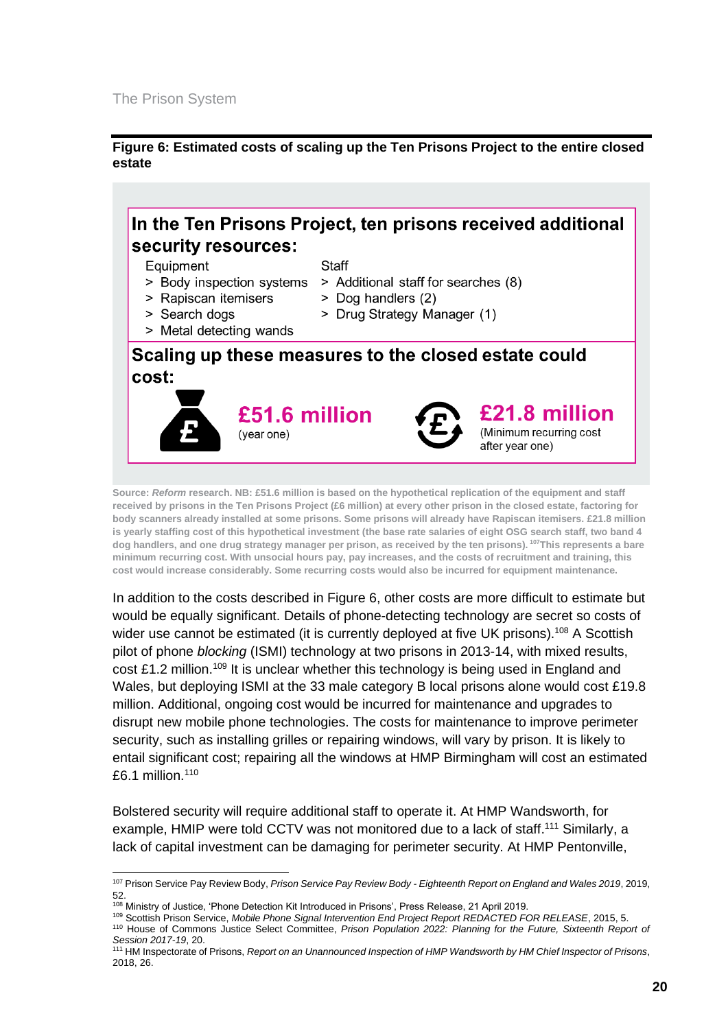**Figure 6: Estimated costs of scaling up the Ten Prisons Project to the entire closed estate**

**In the Ten Prisons Project, ten prisons received additional security resources:**

Equipment

- > Body inspection systems
- > Rapiscan itemisers
- > Search dogs
- > Metal detecting wands

Staff

- > Additional staff for searches (8)
- > Dog handlers (2)
- > Drug Strategy Manager (1)

**Scaling up these measures to the closed estate could cost:**

**£51.6 million** (year one)

**£21.8 million** (Minimum recurring cost after year one)

Source: *Reform* research. NB: £51.6 million is based on the hypothetical replication of the equipment and staff received by prisons in the Ten Prisons Project (£6 million) at every other prison in the closed estate, factoring for body scanners already installed at some prisons. Some prisons will already have Rapiscan itemisers. £21.8 million is yearly staffing cost of this hypothetical investment (the base rate salaries of eight OSG search staff, two band 4 dog handlers, and one drug strategy manager per prison, as received by the ten prisons).[107] This represents a bare minimum recurring cost. With unsocial hours pay, pay increases, and the costs of recruitment and training, this cost would increase considerably. Some recurring costs would also be incurred for equipment maintenance.

In addition to the costs described in Figure 6, other costs are more difficult to estimate but would be equally significant. Details of phone-detecting technology are secret so costs of wider use cannot be estimated (it is currently deployed at five UK prisons).[108] A Scottish pilot of phone *blocking* (ISMI) technology at two prisons in 2013-14, with mixed results, cost £1.2 million.[109] It is unclear whether this technology is being used in England and Wales, but deploying ISMI at the 33 male category B local prisons alone would cost £19.8 million. Additional, ongoing cost would be incurred for maintenance and upgrades to disrupt new mobile phone technologies. The costs for maintenance to improve perimeter security, such as installing grilles or repairing windows, will vary by prison. It is likely to entail significant cost; repairing all the windows at HMP Birmingham will cost an estimated £6.1 million.[110]

Bolstered security will require additional staff to operate it. At HMP Wandsworth, for example, HMIP were told CCTV was not monitored due to a lack of staff.[111] Similarly, a lack of capital investment can be damaging for perimeter security. At HMP Pentonville,

---

[107] Prison Service Pay Review Body, *Prison Service Pay Review Body - Eighteenth Report on England and Wales 2019*, 2019, 52.

[108] Ministry of Justice, 'Phone Detection Kit Introduced in Prisons', Press Release, 21 April 2019.

[109] Scottish Prison Service, *Mobile Phone Signal Intervention End Project Report REDACTED FOR RELEASE*, 2015, 5.

[110] House of Commons Justice Select Committee, *Prison Population 2022: Planning for the Future, Sixteenth Report of Session 2017-19*, 20.

[111] HM Inspectorate of Prisons, *Report on an Unannounced Inspection of HMP Wandsworth by HM Chief Inspector of Prisons*, 2018, 26.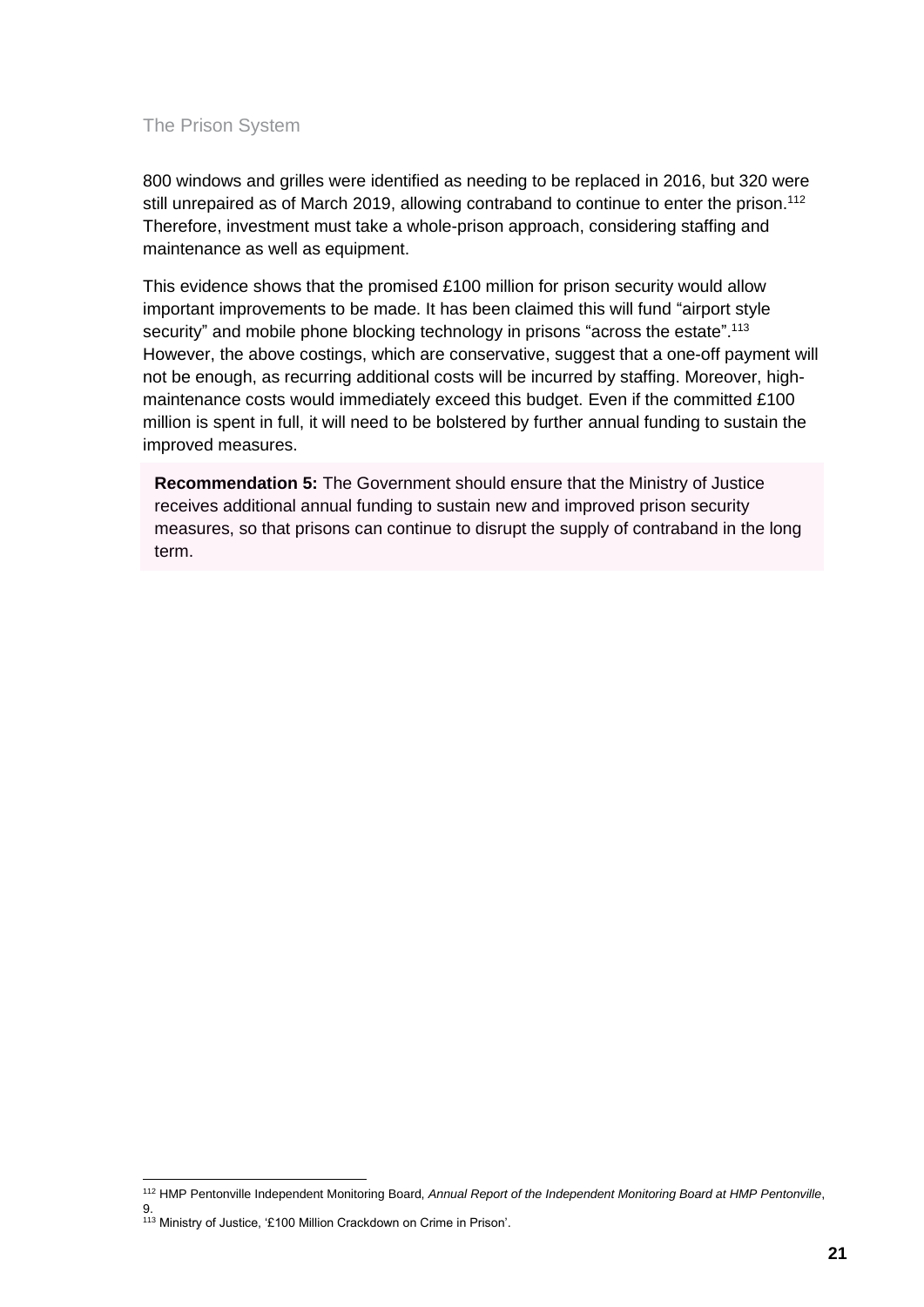800 windows and grilles were identified as needing to be replaced in 2016, but 320 were still unrepaired as of March 2019, allowing contraband to continue to enter the prison.[112] Therefore, investment must take a whole-prison approach, considering staffing and maintenance as well as equipment.

This evidence shows that the promised £100 million for prison security would allow important improvements to be made. It has been claimed this will fund "airport style security" and mobile phone blocking technology in prisons "across the estate".[113] However, the above costings, which are conservative, suggest that a one-off payment will not be enough, as recurring additional costs will be incurred by staffing. Moreover, high-maintenance costs would immediately exceed this budget. Even if the committed £100 million is spent in full, it will need to be bolstered by further annual funding to sustain the improved measures.

**Recommendation 5:** The Government should ensure that the Ministry of Justice receives additional annual funding to sustain new and improved prison security measures, so that prisons can continue to disrupt the supply of contraband in the long term.

---

[112] HMP Pentonville Independent Monitoring Board, *Annual Report of the Independent Monitoring Board at HMP Pentonville*, 9.

[113] Ministry of Justice, '£100 Million Crackdown on Crime in Prison'.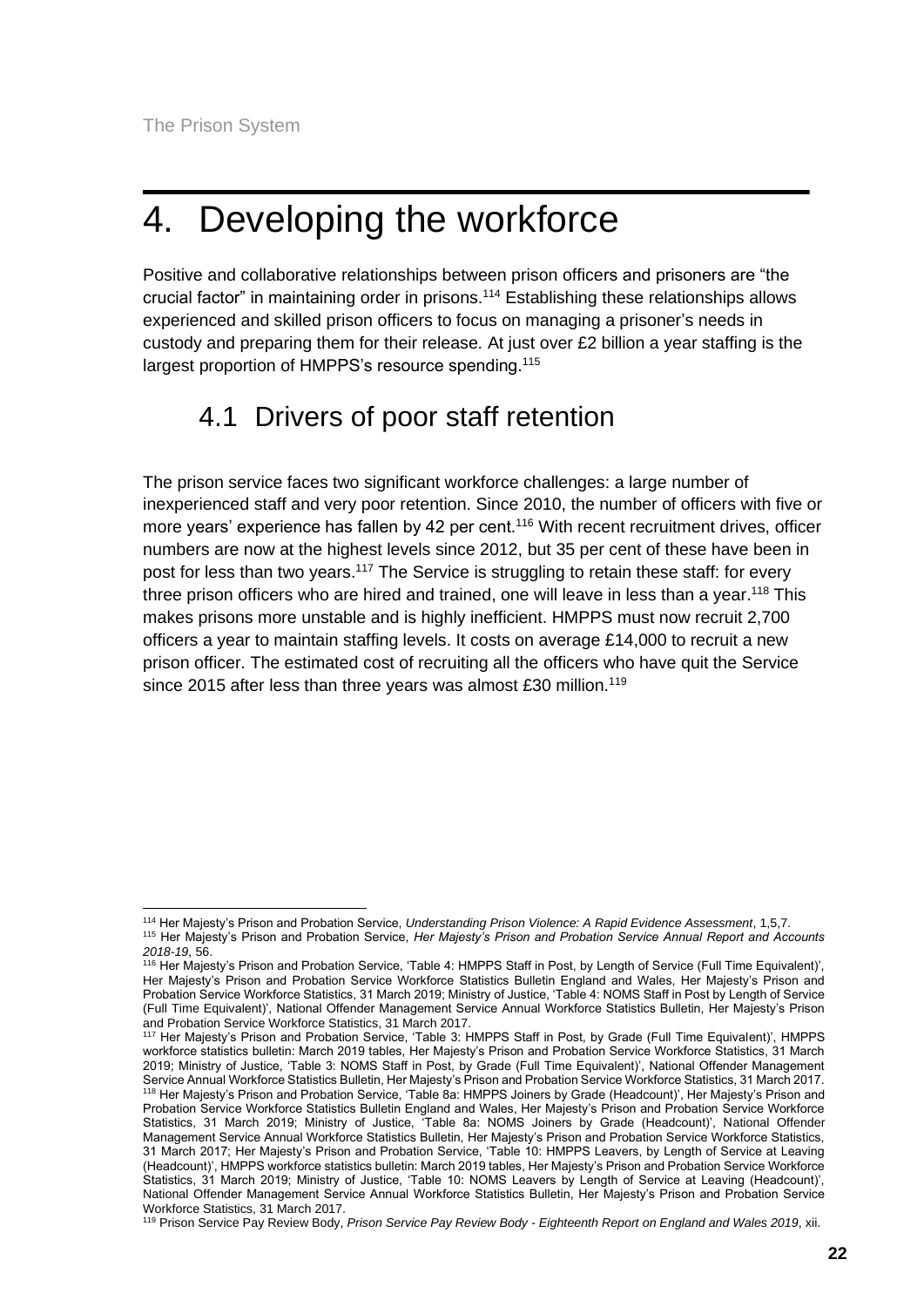# 4. Developing the workforce

Positive and collaborative relationships between prison officers and prisoners are "the crucial factor" in maintaining order in prisons.[114] Establishing these relationships allows experienced and skilled prison officers to focus on managing a prisoner's needs in custody and preparing them for their release. At just over £2 billion a year staffing is the largest proportion of HMPPS's resource spending.[115]

## 4.1 Drivers of poor staff retention

The prison service faces two significant workforce challenges: a large number of inexperienced staff and very poor retention. Since 2010, the number of officers with five or more years' experience has fallen by 42 per cent.[116] With recent recruitment drives, officer numbers are now at the highest levels since 2012, but 35 per cent of these have been in post for less than two years.[117] The Service is struggling to retain these staff: for every three prison officers who are hired and trained, one will leave in less than a year.[118] This makes prisons more unstable and is highly inefficient. HMPPS must now recruit 2,700 officers a year to maintain staffing levels. It costs on average £14,000 to recruit a new prison officer. The estimated cost of recruiting all the officers who have quit the Service since 2015 after less than three years was almost £30 million.[119]

---

[114] Her Majesty's Prison and Probation Service, *Understanding Prison Violence: A Rapid Evidence Assessment*, 1,5,7.

[115] Her Majesty's Prison and Probation Service, *Her Majesty's Prison and Probation Service Annual Report and Accounts 2018-19*, 56.

[116] Her Majesty's Prison and Probation Service, 'Table 4: HMPPS Staff in Post, by Length of Service (Full Time Equivalent)', Her Majesty's Prison and Probation Service Workforce Statistics Bulletin England and Wales, Her Majesty's Prison and Probation Service Workforce Statistics, 31 March 2019; Ministry of Justice, 'Table 4: NOMS Staff in Post by Length of Service (Full Time Equivalent)', National Offender Management Service Annual Workforce Statistics Bulletin, Her Majesty's Prison and Probation Service Workforce Statistics, 31 March 2017.

[117] Her Majesty's Prison and Probation Service, 'Table 3: HMPPS Staff in Post, by Grade (Full Time Equivalent)', HMPPS workforce statistics bulletin: March 2019 tables, Her Majesty's Prison and Probation Service Workforce Statistics, 31 March 2019; Ministry of Justice, 'Table 3: NOMS Staff in Post, by Grade (Full Time Equivalent)', National Offender Management Service Annual Workforce Statistics Bulletin, Her Majesty's Prison and Probation Service Workforce Statistics, 31 March 2017.

[118] Her Majesty's Prison and Probation Service, 'Table 8a: HMPPS Joiners by Grade (Headcount)', Her Majesty's Prison and Probation Service Workforce Statistics Bulletin England and Wales, Her Majesty's Prison and Probation Service Workforce Statistics, 31 March 2019; Ministry of Justice, 'Table 8a: NOMS Joiners by Grade (Headcount)', National Offender Management Service Annual Workforce Statistics Bulletin, Her Majesty's Prison and Probation Service Workforce Statistics, 31 March 2017; Her Majesty's Prison and Probation Service, 'Table 10: HMPPS Leavers, by Length of Service at Leaving (Headcount)', HMPPS workforce statistics bulletin: March 2019 tables, Her Majesty's Prison and Probation Service Workforce Statistics, 31 March 2019; Ministry of Justice, 'Table 10: NOMS Leavers by Length of Service at Leaving (Headcount)', National Offender Management Service Annual Workforce Statistics Bulletin, Her Majesty's Prison and Probation Service Workforce Statistics, 31 March 2017.

[119] Prison Service Pay Review Body, *Prison Service Pay Review Body - Eighteenth Report on England and Wales 2019*, xii.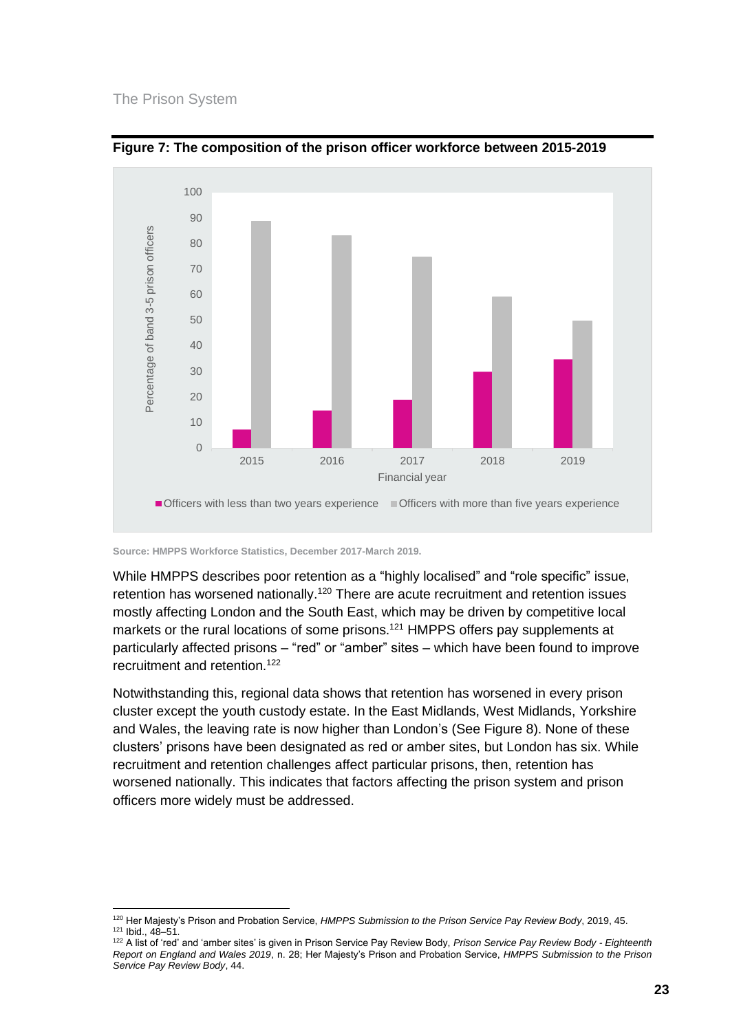**Figure 7: The composition of the prison officer workforce between 2015-2019**

Source: HMPPS Workforce Statistics, December 2017-March 2019.

While HMPPS describes poor retention as a "highly localised" and "role specific" issue, retention has worsened nationally.[120] There are acute recruitment and retention issues mostly affecting London and the South East, which may be driven by competitive local markets or the rural locations of some prisons.[121] HMPPS offers pay supplements at particularly affected prisons – "red" or "amber" sites – which have been found to improve recruitment and retention.[122]

Notwithstanding this, regional data shows that retention has worsened in every prison cluster except the youth custody estate. In the East Midlands, West Midlands, Yorkshire and Wales, the leaving rate is now higher than London's (See Figure 8). None of these clusters' prisons have been designated as red or amber sites, but London has six. While recruitment and retention challenges affect particular prisons, then, retention has worsened nationally. This indicates that factors affecting the prison system and prison officers more widely must be addressed.

---

[120] Her Majesty's Prison and Probation Service, *HMPPS Submission to the Prison Service Pay Review Body*, 2019, 45.

[121] Ibid., 48–51.

[122] A list of 'red' and 'amber sites' is given in Prison Service Pay Review Body, *Prison Service Pay Review Body - Eighteenth Report on England and Wales 2019*, n. 28; Her Majesty's Prison and Probation Service, *HMPPS Submission to the Prison Service Pay Review Body*, 44.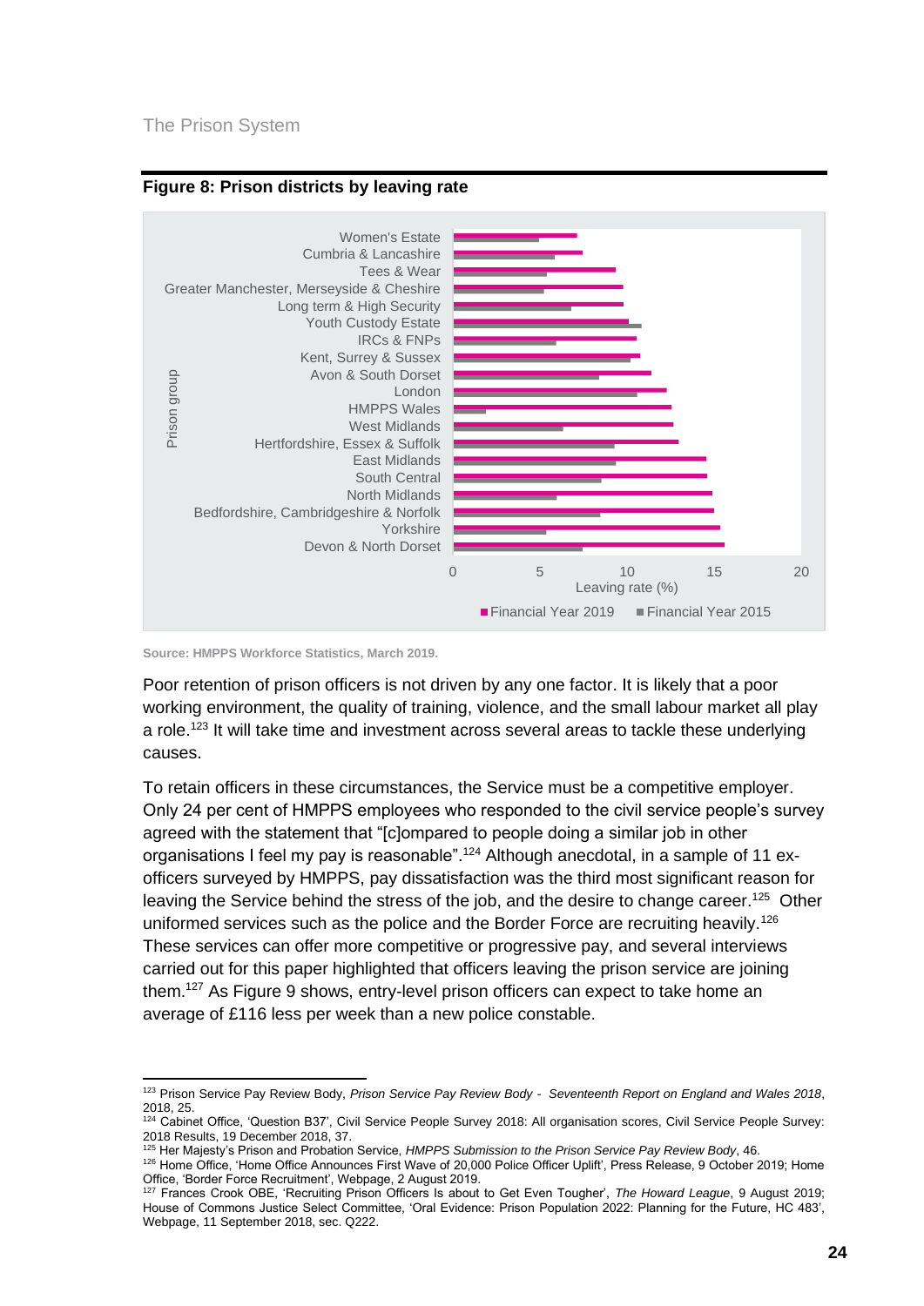**Figure 8: Prison districts by leaving rate**

Source: HMPPS Workforce Statistics, March 2019.

Poor retention of prison officers is not driven by any one factor. It is likely that a poor working environment, the quality of training, violence, and the small labour market all play a role.[123] It will take time and investment across several areas to tackle these underlying causes.

To retain officers in these circumstances, the Service must be a competitive employer. Only 24 per cent of HMPPS employees who responded to the civil service people's survey agreed with the statement that "[c]ompared to people doing a similar job in other organisations I feel my pay is reasonable".[124] Although anecdotal, in a sample of 11 ex-officers surveyed by HMPPS, pay dissatisfaction was the third most significant reason for leaving the Service behind the stress of the job, and the desire to change career.[125] Other uniformed services such as the police and the Border Force are recruiting heavily.[126] These services can offer more competitive or progressive pay, and several interviews carried out for this paper highlighted that officers leaving the prison service are joining them.[127] As Figure 9 shows, entry-level prison officers can expect to take home an average of £116 less per week than a new police constable.

---

[123] Prison Service Pay Review Body, *Prison Service Pay Review Body - Seventeenth Report on England and Wales 2018*, 2018, 25.

[124] Cabinet Office, 'Question B37', Civil Service People Survey 2018: All organisation scores, Civil Service People Survey: 2018 Results, 19 December 2018, 37.

[125] Her Majesty's Prison and Probation Service, *HMPPS Submission to the Prison Service Pay Review Body*, 46.

[126] Home Office, 'Home Office Announces First Wave of 20,000 Police Officer Uplift', Press Release, 9 October 2019; Home Office, 'Border Force Recruitment', Webpage, 2 August 2019.

[127] Frances Crook OBE, 'Recruiting Prison Officers Is about to Get Even Tougher', *The Howard League*, 9 August 2019; House of Commons Justice Select Committee, 'Oral Evidence: Prison Population 2022: Planning for the Future, HC 483', Webpage, 11 September 2018, sec. Q222.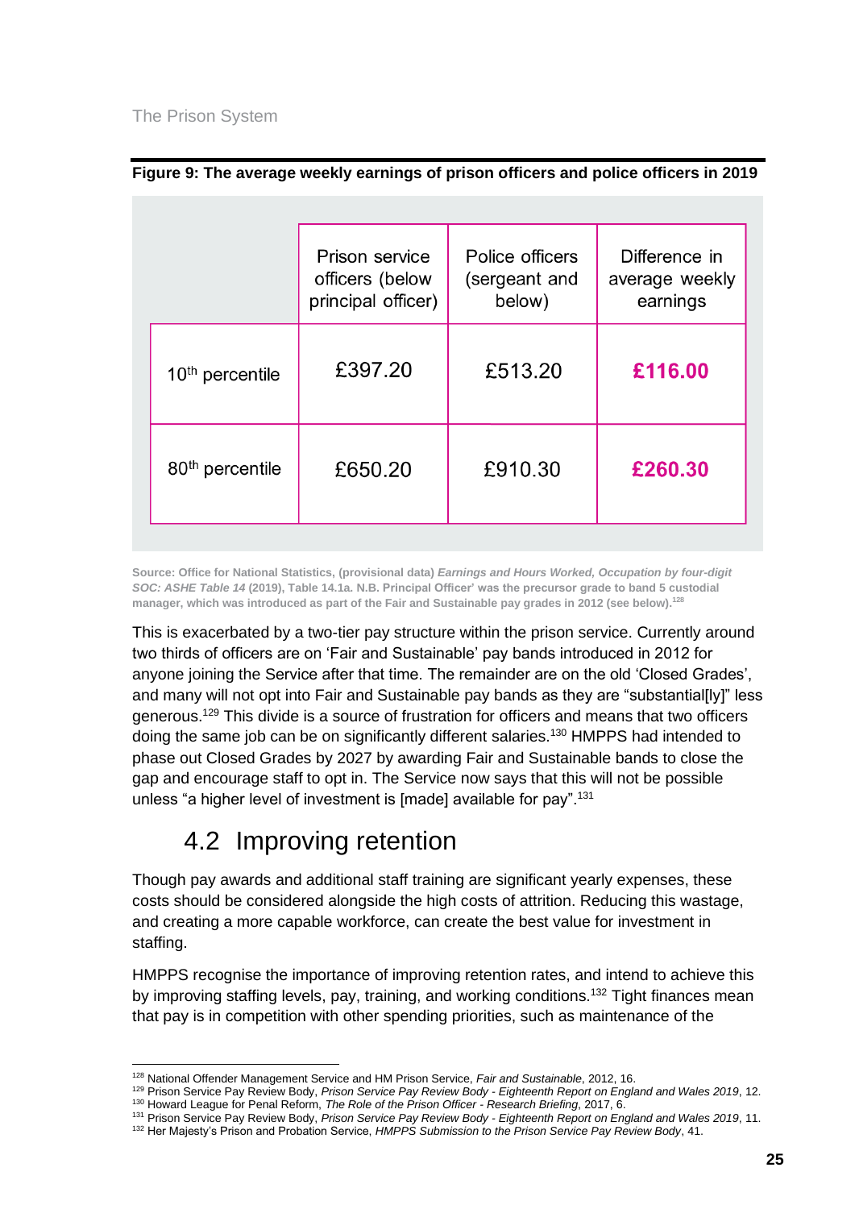**Figure 9: The average weekly earnings of prison officers and police officers in 2019**

| | Prison service officers (below principal officer) | Police officers (sergeant and below) | Difference in average weekly earnings |
|---|---|---|---|
| 10th percentile | £397.20 | £513.20 | **£116.00** |
| 80th percentile | £650.20 | £910.30 | **£260.30** |

**Source: Office for National Statistics, (provisional data) *Earnings and Hours Worked, Occupation by four-digit SOC: ASHE Table 14* (2019), Table 14.1a. N.B. Principal Officer' was the precursor grade to band 5 custodial manager, which was introduced as part of the Fair and Sustainable pay grades in 2012 (see below).[128]**

This is exacerbated by a two-tier pay structure within the prison service. Currently around two thirds of officers are on 'Fair and Sustainable' pay bands introduced in 2012 for anyone joining the Service after that time. The remainder are on the old 'Closed Grades', and many will not opt into Fair and Sustainable pay bands as they are "substantial[ly]" less generous.[129] This divide is a source of frustration for officers and means that two officers doing the same job can be on significantly different salaries.[130] HMPPS had intended to phase out Closed Grades by 2027 by awarding Fair and Sustainable bands to close the gap and encourage staff to opt in. The Service now says that this will not be possible unless "a higher level of investment is [made] available for pay".[131]

## 4.2 Improving retention

Though pay awards and additional staff training are significant yearly expenses, these costs should be considered alongside the high costs of attrition. Reducing this wastage, and creating a more capable workforce, can create the best value for investment in staffing.

HMPPS recognise the importance of improving retention rates, and intend to achieve this by improving staffing levels, pay, training, and working conditions.[132] Tight finances mean that pay is in competition with other spending priorities, such as maintenance of the

---

[128] National Offender Management Service and HM Prison Service, *Fair and Sustainable*, 2012, 16.

[129] Prison Service Pay Review Body, *Prison Service Pay Review Body - Eighteenth Report on England and Wales 2019*, 12.

[130] Howard League for Penal Reform, *The Role of the Prison Officer - Research Briefing*, 2017, 6.

[131] Prison Service Pay Review Body, *Prison Service Pay Review Body - Eighteenth Report on England and Wales 2019*, 11.

[132] Her Majesty's Prison and Probation Service, *HMPPS Submission to the Prison Service Pay Review Body*, 41.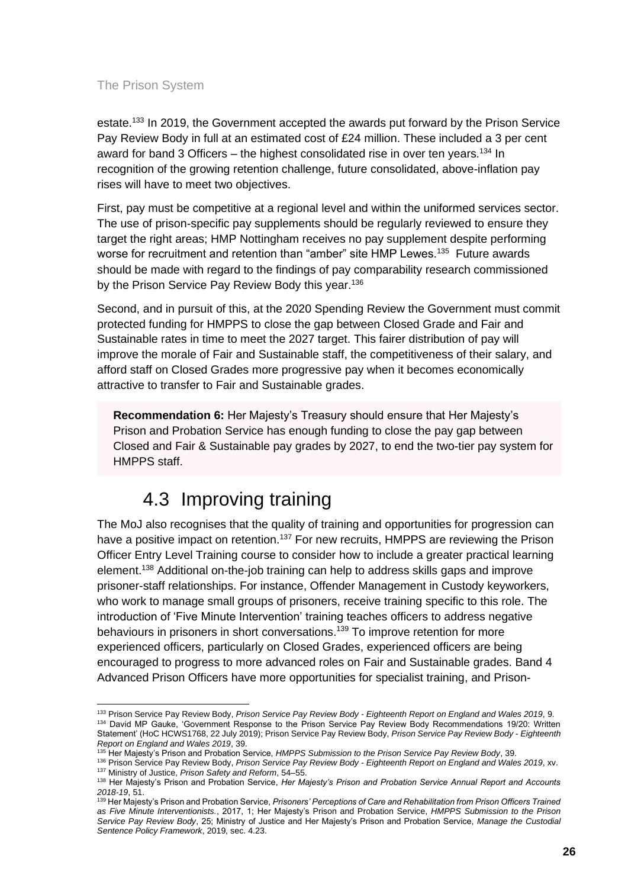estate.[133] In 2019, the Government accepted the awards put forward by the Prison Service Pay Review Body in full at an estimated cost of £24 million. These included a 3 per cent award for band 3 Officers – the highest consolidated rise in over ten years.[134] In recognition of the growing retention challenge, future consolidated, above-inflation pay rises will have to meet two objectives.

First, pay must be competitive at a regional level and within the uniformed services sector. The use of prison-specific pay supplements should be regularly reviewed to ensure they target the right areas; HMP Nottingham receives no pay supplement despite performing worse for recruitment and retention than "amber" site HMP Lewes.[135] Future awards should be made with regard to the findings of pay comparability research commissioned by the Prison Service Pay Review Body this year.[136]

Second, and in pursuit of this, at the 2020 Spending Review the Government must commit protected funding for HMPPS to close the gap between Closed Grade and Fair and Sustainable rates in time to meet the 2027 target. This fairer distribution of pay will improve the morale of Fair and Sustainable staff, the competitiveness of their salary, and afford staff on Closed Grades more progressive pay when it becomes economically attractive to transfer to Fair and Sustainable grades.

**Recommendation 6:** Her Majesty's Treasury should ensure that Her Majesty's Prison and Probation Service has enough funding to close the pay gap between Closed and Fair & Sustainable pay grades by 2027, to end the two-tier pay system for HMPPS staff.

## 4.3 Improving training

The MoJ also recognises that the quality of training and opportunities for progression can have a positive impact on retention.[137] For new recruits, HMPPS are reviewing the Prison Officer Entry Level Training course to consider how to include a greater practical learning element.[138] Additional on-the-job training can help to address skills gaps and improve prisoner-staff relationships. For instance, Offender Management in Custody keyworkers, who work to manage small groups of prisoners, receive training specific to this role. The introduction of 'Five Minute Intervention' training teaches officers to address negative behaviours in prisoners in short conversations.[139] To improve retention for more experienced officers, particularly on Closed Grades, experienced officers are being encouraged to progress to more advanced roles on Fair and Sustainable grades. Band 4 Advanced Prison Officers have more opportunities for specialist training, and Prison-

---

[133] Prison Service Pay Review Body, *Prison Service Pay Review Body - Eighteenth Report on England and Wales 2019*, 9.

[134] David MP Gauke, 'Government Response to the Prison Service Pay Review Body Recommendations 19/20: Written Statement' (HoC HCWS1768, 22 July 2019); Prison Service Pay Review Body, *Prison Service Pay Review Body - Eighteenth Report on England and Wales 2019*, 39.

[135] Her Majesty's Prison and Probation Service, *HMPPS Submission to the Prison Service Pay Review Body*, 39.

[136] Prison Service Pay Review Body, *Prison Service Pay Review Body - Eighteenth Report on England and Wales 2019*, xv.

[137] Ministry of Justice, *Prison Safety and Reform*, 54–55.

[138] Her Majesty's Prison and Probation Service, *Her Majesty's Prison and Probation Service Annual Report and Accounts 2018-19*, 51.

[139] Her Majesty's Prison and Probation Service, *Prisoners' Perceptions of Care and Rehabilitation from Prison Officers Trained as Five Minute Interventionists.*, 2017, 1; Her Majesty's Prison and Probation Service, *HMPPS Submission to the Prison Service Pay Review Body*, 25; Ministry of Justice and Her Majesty's Prison and Probation Service, *Manage the Custodial Sentence Policy Framework*, 2019, sec. 4.23.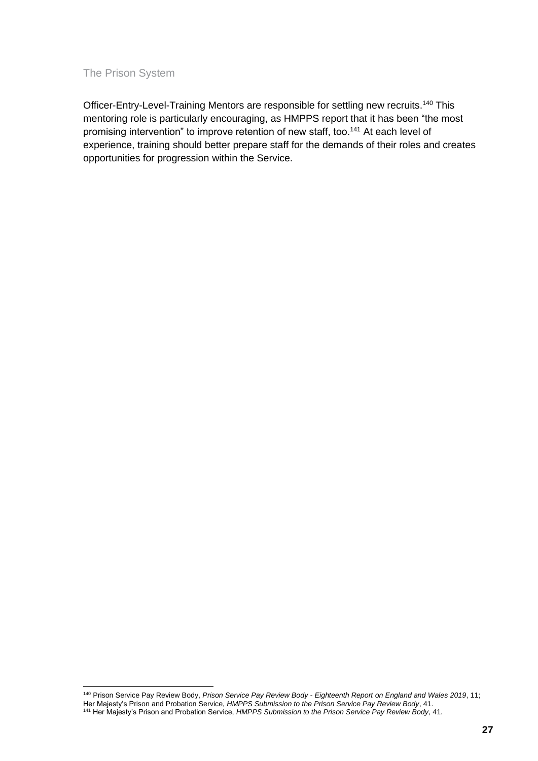Officer-Entry-Level-Training Mentors are responsible for settling new recruits.[140] This mentoring role is particularly encouraging, as HMPPS report that it has been "the most promising intervention" to improve retention of new staff, too.[141] At each level of experience, training should better prepare staff for the demands of their roles and creates opportunities for progression within the Service.

---

[140] Prison Service Pay Review Body, *Prison Service Pay Review Body - Eighteenth Report on England and Wales 2019*, 11; Her Majesty's Prison and Probation Service, *HMPPS Submission to the Prison Service Pay Review Body*, 41.

[141] Her Majesty's Prison and Probation Service, *HMPPS Submission to the Prison Service Pay Review Body*, 41.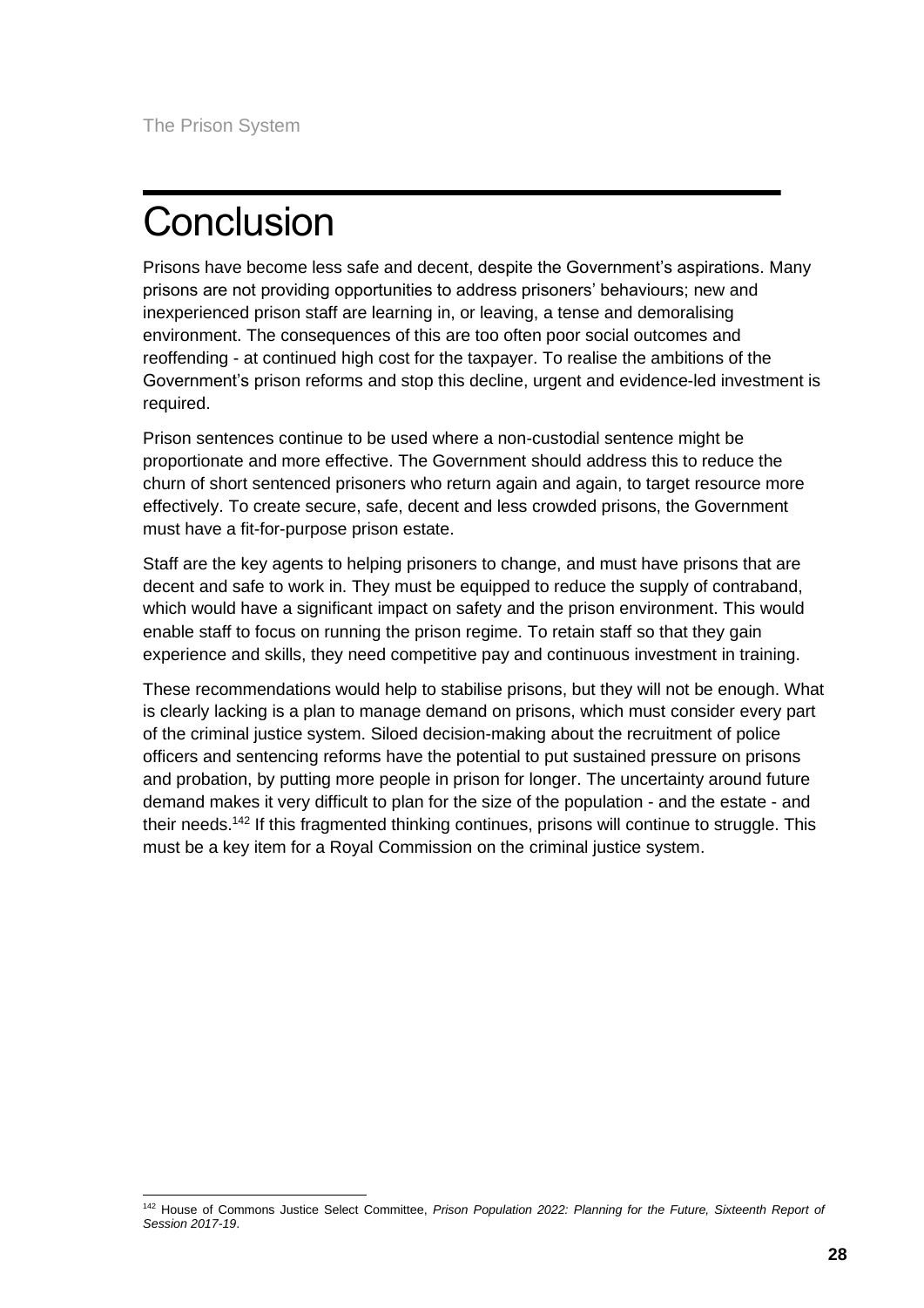# Conclusion

Prisons have become less safe and decent, despite the Government's aspirations. Many prisons are not providing opportunities to address prisoners' behaviours; new and inexperienced prison staff are learning in, or leaving, a tense and demoralising environment. The consequences of this are too often poor social outcomes and reoffending - at continued high cost for the taxpayer. To realise the ambitions of the Government's prison reforms and stop this decline, urgent and evidence-led investment is required.

Prison sentences continue to be used where a non-custodial sentence might be proportionate and more effective. The Government should address this to reduce the churn of short sentenced prisoners who return again and again, to target resource more effectively. To create secure, safe, decent and less crowded prisons, the Government must have a fit-for-purpose prison estate.

Staff are the key agents to helping prisoners to change, and must have prisons that are decent and safe to work in. They must be equipped to reduce the supply of contraband, which would have a significant impact on safety and the prison environment. This would enable staff to focus on running the prison regime. To retain staff so that they gain experience and skills, they need competitive pay and continuous investment in training.

These recommendations would help to stabilise prisons, but they will not be enough. What is clearly lacking is a plan to manage demand on prisons, which must consider every part of the criminal justice system. Siloed decision-making about the recruitment of police officers and sentencing reforms have the potential to put sustained pressure on prisons and probation, by putting more people in prison for longer. The uncertainty around future demand makes it very difficult to plan for the size of the population - and the estate - and their needs.[142] If this fragmented thinking continues, prisons will continue to struggle. This must be a key item for a Royal Commission on the criminal justice system.

---

[142] House of Commons Justice Select Committee, *Prison Population 2022: Planning for the Future, Sixteenth Report of Session 2017-19*.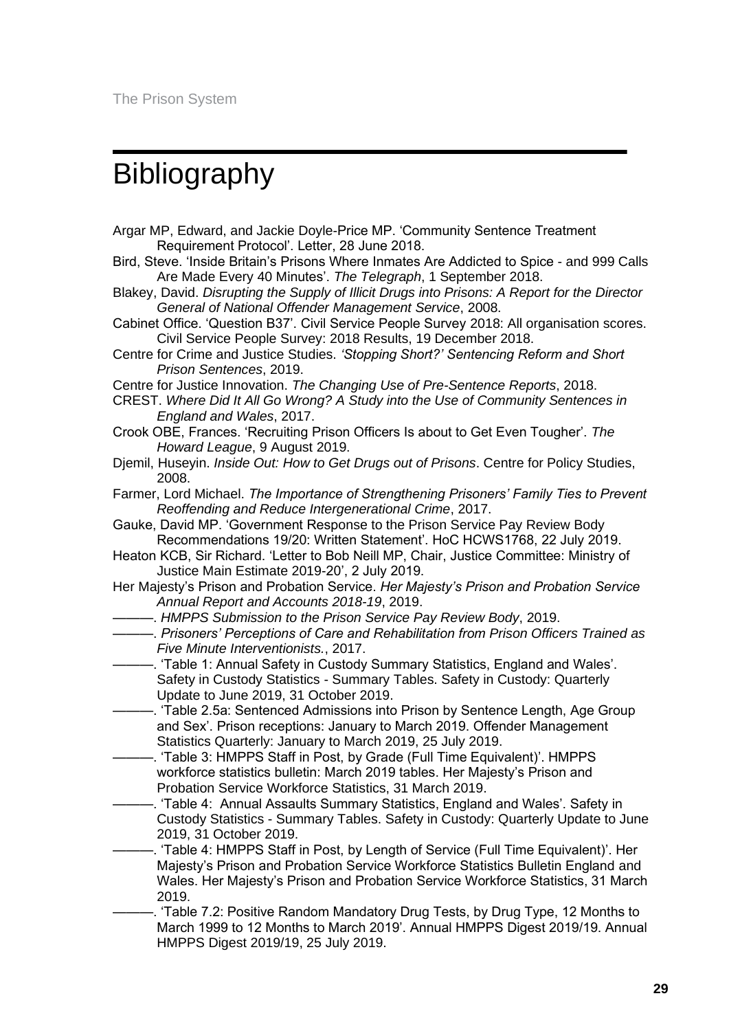# Bibliography

Argar MP, Edward, and Jackie Doyle-Price MP. 'Community Sentence Treatment Requirement Protocol'. Letter, 28 June 2018.

Bird, Steve. 'Inside Britain's Prisons Where Inmates Are Addicted to Spice - and 999 Calls Are Made Every 40 Minutes'. *The Telegraph*, 1 September 2018.

Blakey, David. *Disrupting the Supply of Illicit Drugs into Prisons: A Report for the Director General of National Offender Management Service*, 2008.

Cabinet Office. 'Question B37'. Civil Service People Survey 2018: All organisation scores. Civil Service People Survey: 2018 Results, 19 December 2018.

Centre for Crime and Justice Studies. *'Stopping Short?' Sentencing Reform and Short Prison Sentences*, 2019.

Centre for Justice Innovation. *The Changing Use of Pre-Sentence Reports*, 2018.

CREST. *Where Did It All Go Wrong? A Study into the Use of Community Sentences in England and Wales*, 2017.

Crook OBE, Frances. 'Recruiting Prison Officers Is about to Get Even Tougher'. *The Howard League*, 9 August 2019.

Djemil, Huseyin. *Inside Out: How to Get Drugs out of Prisons*. Centre for Policy Studies, 2008.

Farmer, Lord Michael. *The Importance of Strengthening Prisoners' Family Ties to Prevent Reoffending and Reduce Intergenerational Crime*, 2017.

Gauke, David MP. 'Government Response to the Prison Service Pay Review Body Recommendations 19/20: Written Statement'. HoC HCWS1768, 22 July 2019.

Heaton KCB, Sir Richard. 'Letter to Bob Neill MP, Chair, Justice Committee: Ministry of Justice Main Estimate 2019-20', 2 July 2019.

Her Majesty's Prison and Probation Service. *Her Majesty's Prison and Probation Service Annual Report and Accounts 2018-19*, 2019.

———. *HMPPS Submission to the Prison Service Pay Review Body*, 2019.

———. *Prisoners' Perceptions of Care and Rehabilitation from Prison Officers Trained as Five Minute Interventionists.*, 2017.

———. 'Table 1: Annual Safety in Custody Summary Statistics, England and Wales'. Safety in Custody Statistics - Summary Tables. Safety in Custody: Quarterly Update to June 2019, 31 October 2019.

———. 'Table 2.5a: Sentenced Admissions into Prison by Sentence Length, Age Group and Sex'. Prison receptions: January to March 2019. Offender Management Statistics Quarterly: January to March 2019, 25 July 2019.

———. 'Table 3: HMPPS Staff in Post, by Grade (Full Time Equivalent)'. HMPPS workforce statistics bulletin: March 2019 tables. Her Majesty's Prison and Probation Service Workforce Statistics, 31 March 2019.

———. 'Table 4: Annual Assaults Summary Statistics, England and Wales'. Safety in Custody Statistics - Summary Tables. Safety in Custody: Quarterly Update to June 2019, 31 October 2019.

———. 'Table 4: HMPPS Staff in Post, by Length of Service (Full Time Equivalent)'. Her Majesty's Prison and Probation Service Workforce Statistics Bulletin England and Wales. Her Majesty's Prison and Probation Service Workforce Statistics, 31 March 2019.

———. 'Table 7.2: Positive Random Mandatory Drug Tests, by Drug Type, 12 Months to March 1999 to 12 Months to March 2019'. Annual HMPPS Digest 2019/19. Annual HMPPS Digest 2019/19, 25 July 2019.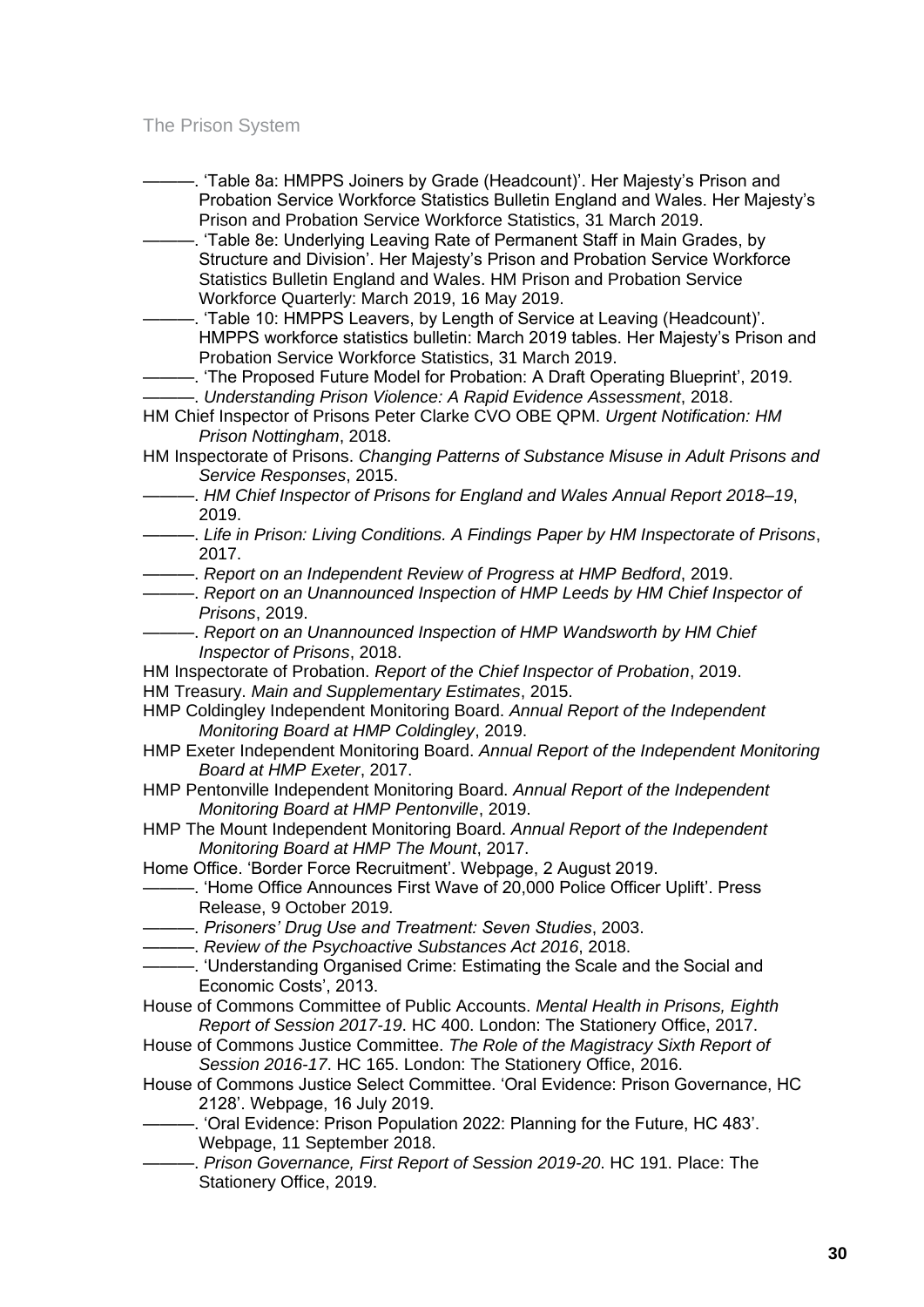———. 'Table 8a: HMPPS Joiners by Grade (Headcount)'. Her Majesty's Prison and Probation Service Workforce Statistics Bulletin England and Wales. Her Majesty's Prison and Probation Service Workforce Statistics, 31 March 2019.

———. 'Table 8e: Underlying Leaving Rate of Permanent Staff in Main Grades, by Structure and Division'. Her Majesty's Prison and Probation Service Workforce Statistics Bulletin England and Wales. HM Prison and Probation Service Workforce Quarterly: March 2019, 16 May 2019.

———. 'Table 10: HMPPS Leavers, by Length of Service at Leaving (Headcount)'. HMPPS workforce statistics bulletin: March 2019 tables. Her Majesty's Prison and Probation Service Workforce Statistics, 31 March 2019.

———. 'The Proposed Future Model for Probation: A Draft Operating Blueprint', 2019.

———. *Understanding Prison Violence: A Rapid Evidence Assessment*, 2018.

HM Chief Inspector of Prisons Peter Clarke CVO OBE QPM. *Urgent Notification: HM Prison Nottingham*, 2018.

HM Inspectorate of Prisons. *Changing Patterns of Substance Misuse in Adult Prisons and Service Responses*, 2015.

———. *HM Chief Inspector of Prisons for England and Wales Annual Report 2018–19*, 2019.

———. *Life in Prison: Living Conditions. A Findings Paper by HM Inspectorate of Prisons*, 2017.

———. *Report on an Independent Review of Progress at HMP Bedford*, 2019.

———. *Report on an Unannounced Inspection of HMP Leeds by HM Chief Inspector of Prisons*, 2019.

———. *Report on an Unannounced Inspection of HMP Wandsworth by HM Chief Inspector of Prisons*, 2018.

HM Inspectorate of Probation. *Report of the Chief Inspector of Probation*, 2019.

HM Treasury. *Main and Supplementary Estimates*, 2015.

HMP Coldingley Independent Monitoring Board. *Annual Report of the Independent Monitoring Board at HMP Coldingley*, 2019.

HMP Exeter Independent Monitoring Board. *Annual Report of the Independent Monitoring Board at HMP Exeter*, 2017.

HMP Pentonville Independent Monitoring Board. *Annual Report of the Independent Monitoring Board at HMP Pentonville*, 2019.

HMP The Mount Independent Monitoring Board. *Annual Report of the Independent Monitoring Board at HMP The Mount*, 2017.

Home Office. 'Border Force Recruitment'. Webpage, 2 August 2019.

———. 'Home Office Announces First Wave of 20,000 Police Officer Uplift'. Press Release, 9 October 2019.

———. *Prisoners' Drug Use and Treatment: Seven Studies*, 2003.

———. *Review of the Psychoactive Substances Act 2016*, 2018.

———. 'Understanding Organised Crime: Estimating the Scale and the Social and Economic Costs', 2013.

House of Commons Committee of Public Accounts. *Mental Health in Prisons, Eighth Report of Session 2017-19*. HC 400. London: The Stationery Office, 2017.

House of Commons Justice Committee. *The Role of the Magistracy Sixth Report of Session 2016-17*. HC 165. London: The Stationery Office, 2016.

House of Commons Justice Select Committee. 'Oral Evidence: Prison Governance, HC 2128'. Webpage, 16 July 2019.

———. 'Oral Evidence: Prison Population 2022: Planning for the Future, HC 483'. Webpage, 11 September 2018.

———. *Prison Governance, First Report of Session 2019-20*. HC 191. Place: The Stationery Office, 2019.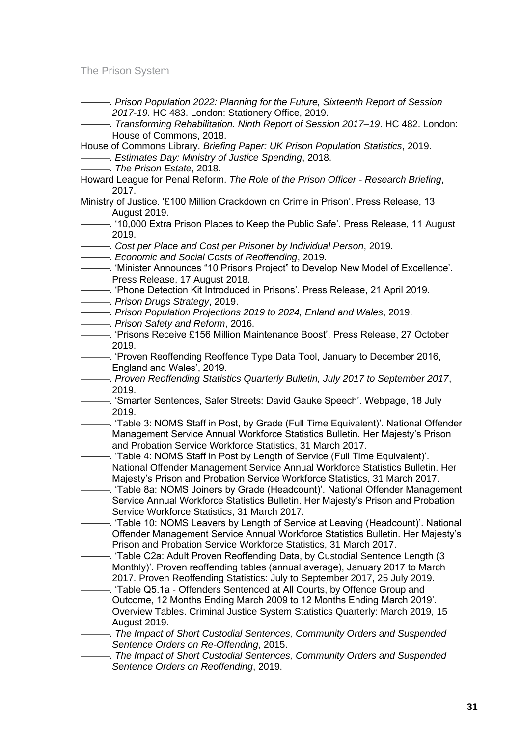———. *Prison Population 2022: Planning for the Future, Sixteenth Report of Session 2017-19*. HC 483. London: Stationery Office, 2019.

———. *Transforming Rehabilitation. Ninth Report of Session 2017–19*. HC 482. London: House of Commons, 2018.

House of Commons Library. *Briefing Paper: UK Prison Population Statistics*, 2019.

———. *Estimates Day: Ministry of Justice Spending*, 2018.

———. *The Prison Estate*, 2018.

Howard League for Penal Reform. *The Role of the Prison Officer - Research Briefing*, 2017.

Ministry of Justice. '£100 Million Crackdown on Crime in Prison'. Press Release, 13 August 2019.

———. '10,000 Extra Prison Places to Keep the Public Safe'. Press Release, 11 August 2019.

———. *Cost per Place and Cost per Prisoner by Individual Person*, 2019.

———. *Economic and Social Costs of Reoffending*, 2019.

———. 'Minister Announces "10 Prisons Project" to Develop New Model of Excellence'. Press Release, 17 August 2018.

———. 'Phone Detection Kit Introduced in Prisons'. Press Release, 21 April 2019.

———. *Prison Drugs Strategy*, 2019.

———. *Prison Population Projections 2019 to 2024, Enland and Wales*, 2019.

———. *Prison Safety and Reform*, 2016.

———. 'Prisons Receive £156 Million Maintenance Boost'. Press Release, 27 October 2019.

———. 'Proven Reoffending Reoffence Type Data Tool, January to December 2016, England and Wales', 2019.

———. *Proven Reoffending Statistics Quarterly Bulletin, July 2017 to September 2017*, 2019.

———. 'Smarter Sentences, Safer Streets: David Gauke Speech'. Webpage, 18 July 2019.

———. 'Table 3: NOMS Staff in Post, by Grade (Full Time Equivalent)'. National Offender Management Service Annual Workforce Statistics Bulletin. Her Majesty's Prison and Probation Service Workforce Statistics, 31 March 2017.

———. 'Table 4: NOMS Staff in Post by Length of Service (Full Time Equivalent)'. National Offender Management Service Annual Workforce Statistics Bulletin. Her Majesty's Prison and Probation Service Workforce Statistics, 31 March 2017.

———. 'Table 8a: NOMS Joiners by Grade (Headcount)'. National Offender Management Service Annual Workforce Statistics Bulletin. Her Majesty's Prison and Probation Service Workforce Statistics, 31 March 2017.

———. 'Table 10: NOMS Leavers by Length of Service at Leaving (Headcount)'. National Offender Management Service Annual Workforce Statistics Bulletin. Her Majesty's Prison and Probation Service Workforce Statistics, 31 March 2017.

———. 'Table C2a: Adult Proven Reoffending Data, by Custodial Sentence Length (3 Monthly)'. Proven reoffending tables (annual average), January 2017 to March 2017. Proven Reoffending Statistics: July to September 2017, 25 July 2019.

———. 'Table Q5.1a - Offenders Sentenced at All Courts, by Offence Group and Outcome, 12 Months Ending March 2009 to 12 Months Ending March 2019'. Overview Tables. Criminal Justice System Statistics Quarterly: March 2019, 15 August 2019.

———. *The Impact of Short Custodial Sentences, Community Orders and Suspended Sentence Orders on Re-Offending*, 2015.

———. *The Impact of Short Custodial Sentences, Community Orders and Suspended Sentence Orders on Reoffending*, 2019.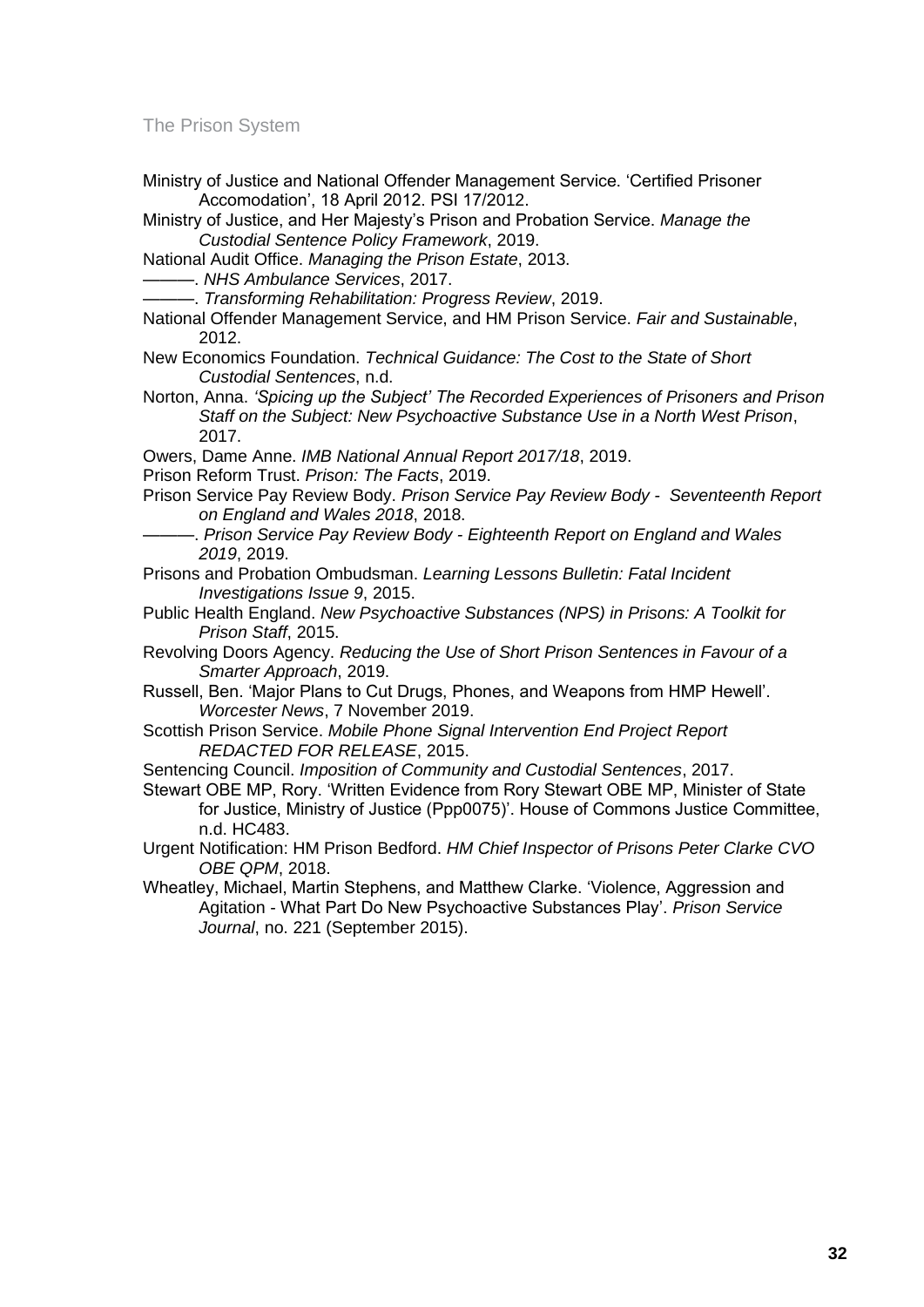Ministry of Justice and National Offender Management Service. 'Certified Prisoner Accomodation', 18 April 2012. PSI 17/2012.

Ministry of Justice, and Her Majesty's Prison and Probation Service. *Manage the Custodial Sentence Policy Framework*, 2019.

National Audit Office. *Managing the Prison Estate*, 2013.

———. *NHS Ambulance Services*, 2017.

———. *Transforming Rehabilitation: Progress Review*, 2019.

National Offender Management Service, and HM Prison Service. *Fair and Sustainable*, 2012.

New Economics Foundation. *Technical Guidance: The Cost to the State of Short Custodial Sentences*, n.d.

Norton, Anna. *'Spicing up the Subject' The Recorded Experiences of Prisoners and Prison Staff on the Subject: New Psychoactive Substance Use in a North West Prison*, 2017.

Owers, Dame Anne. *IMB National Annual Report 2017/18*, 2019.

Prison Reform Trust. *Prison: The Facts*, 2019.

Prison Service Pay Review Body. *Prison Service Pay Review Body - Seventeenth Report on England and Wales 2018*, 2018.

———. *Prison Service Pay Review Body - Eighteenth Report on England and Wales 2019*, 2019.

Prisons and Probation Ombudsman. *Learning Lessons Bulletin: Fatal Incident Investigations Issue 9*, 2015.

Public Health England. *New Psychoactive Substances (NPS) in Prisons: A Toolkit for Prison Staff*, 2015.

Revolving Doors Agency. *Reducing the Use of Short Prison Sentences in Favour of a Smarter Approach*, 2019.

Russell, Ben. 'Major Plans to Cut Drugs, Phones, and Weapons from HMP Hewell'. *Worcester News*, 7 November 2019.

Scottish Prison Service. *Mobile Phone Signal Intervention End Project Report REDACTED FOR RELEASE*, 2015.

Sentencing Council. *Imposition of Community and Custodial Sentences*, 2017.

Stewart OBE MP, Rory. 'Written Evidence from Rory Stewart OBE MP, Minister of State for Justice, Ministry of Justice (Ppp0075)'. House of Commons Justice Committee, n.d. HC483.

Urgent Notification: HM Prison Bedford. *HM Chief Inspector of Prisons Peter Clarke CVO OBE QPM*, 2018.

Wheatley, Michael, Martin Stephens, and Matthew Clarke. 'Violence, Aggression and Agitation - What Part Do New Psychoactive Substances Play'. *Prison Service Journal*, no. 221 (September 2015).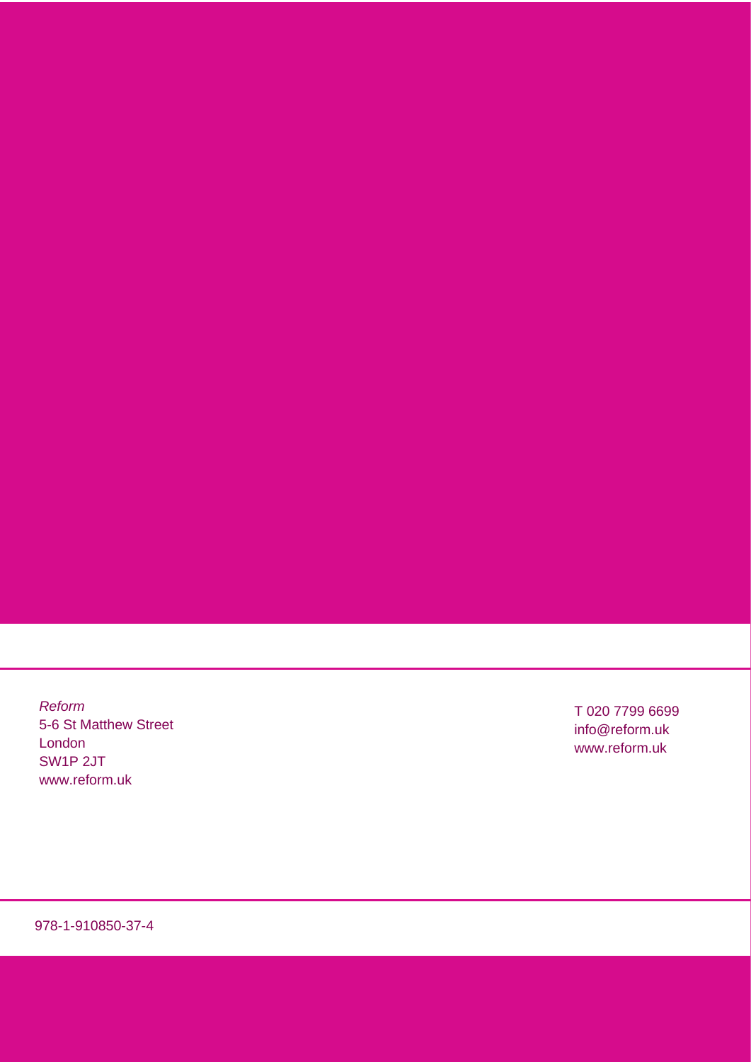*Reform*
5-6 St Matthew Street
London
SW1P 2JT
www.reform.uk

T 020 7799 6699
info@reform.uk
www.reform.uk

978-1-910850-37-4